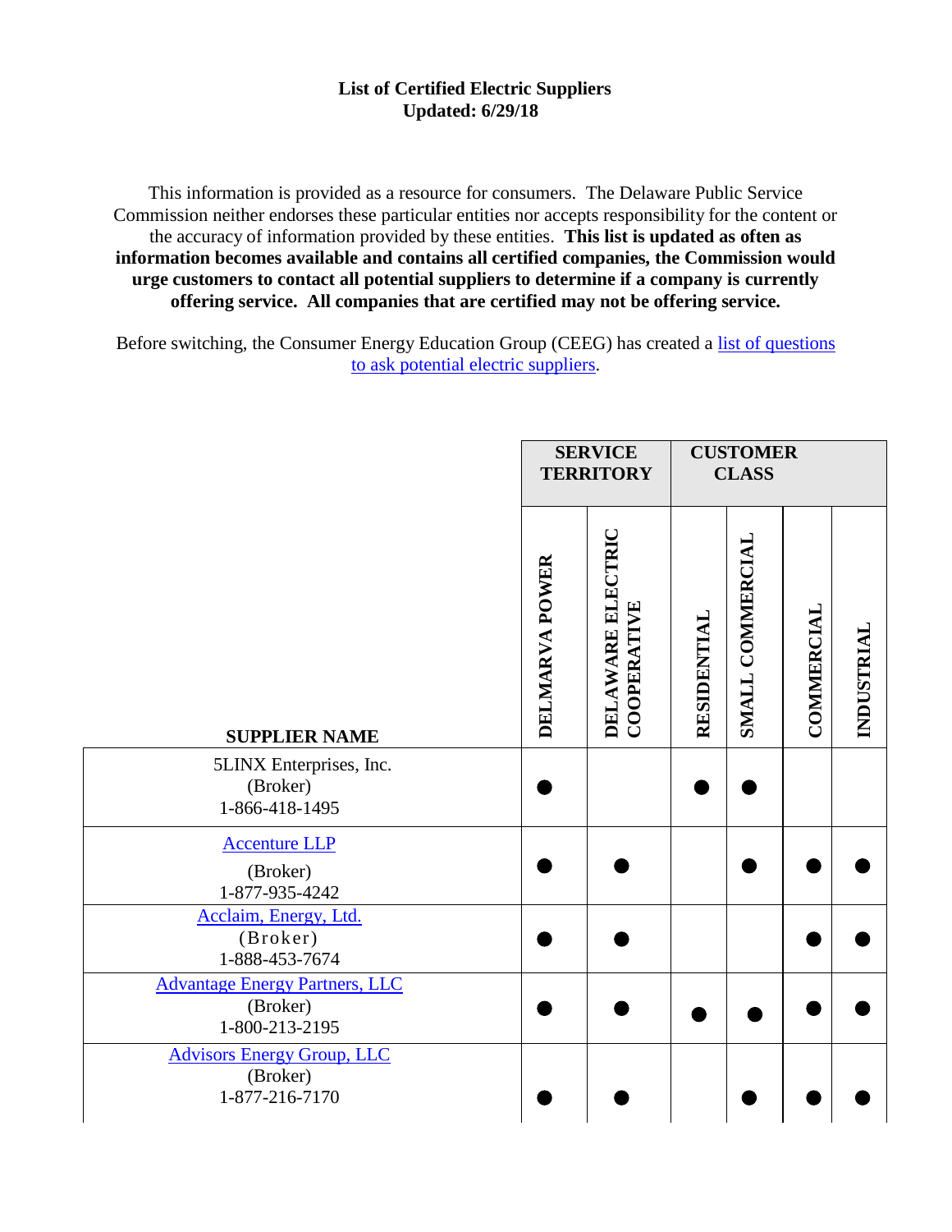**List of Certified Electric Suppliers**
**Updated: 6/29/18**

This information is provided as a resource for consumers. The Delaware Public Service Commission neither endorses these particular entities nor accepts responsibility for the content or the accuracy of information provided by these entities. **This list is updated as often as information becomes available and contains all certified companies, the Commission would urge customers to contact all potential suppliers to determine if a company is currently offering service. All companies that are certified may not be offering service.**

Before switching, the Consumer Energy Education Group (CEEG) has created a [list of questions to ask potential electric suppliers]().

| SUPPLIER NAME | SERVICE TERRITORY | | CUSTOMER CLASS | | | |
|---|---|---|---|---|---|---|
| | DELMARVA POWER | DELAWARE ELECTRIC COOPERATIVE | RESIDENTIAL | SMALL COMMERCIAL | COMMERCIAL | INDUSTRIAL |
| 5LINX Enterprises, Inc. (Broker) 1-866-418-1495 | ● | | ● | ● | | |
| [Accenture LLP]() (Broker) 1-877-935-4242 | ● | ● | | ● | ● | ● |
| [Acclaim, Energy, Ltd.]() (Broker) 1-888-453-7674 | ● | ● | | | ● | ● |
| [Advantage Energy Partners, LLC]() (Broker) 1-800-213-2195 | ● | ● | ● | ● | ● | ● |
| [Advisors Energy Group, LLC]() (Broker) 1-877-216-7170 | ● | ● | | ● | ● | ● |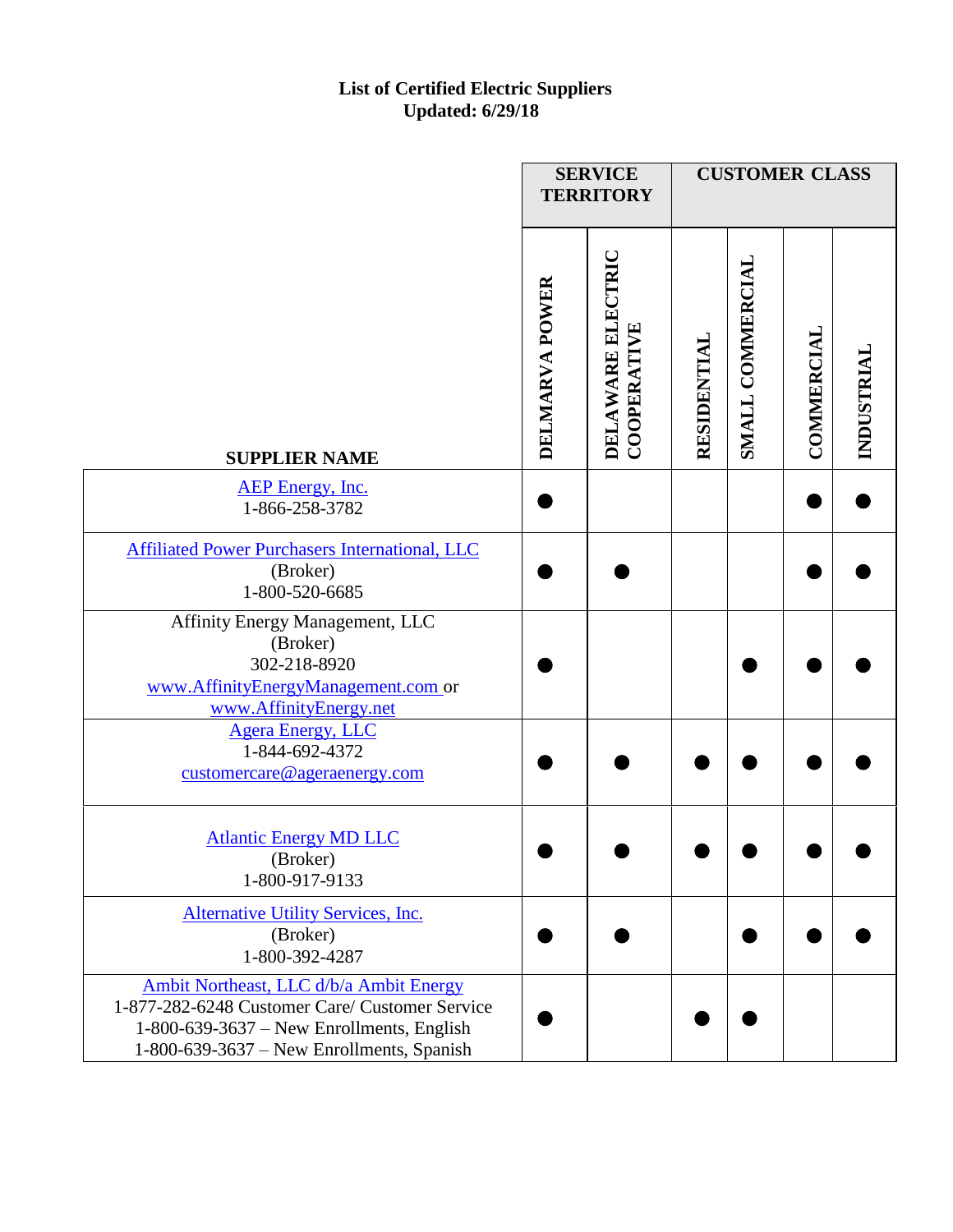**List of Certified Electric Suppliers**
**Updated: 6/29/18**

| SUPPLIER NAME | SERVICE TERRITORY | | CUSTOMER CLASS | | | |
|---|---|---|---|---|---|---|
| | DELMARVA POWER | DELAWARE ELECTRIC COOPERATIVE | RESIDENTIAL | SMALL COMMERCIAL | COMMERCIAL | INDUSTRIAL |
| AEP Energy, Inc.<br>1-866-258-3782 | ● | | | | ● | ● |
| Affiliated Power Purchasers International, LLC<br>(Broker)<br>1-800-520-6685 | ● | ● | | | ● | ● |
| Affinity Energy Management, LLC<br>(Broker)<br>302-218-8920<br>www.AffinityEnergyManagement.com or<br>www.AffinityEnergy.net | ● | | | ● | ● | ● |
| Agera Energy, LLC<br>1-844-692-4372<br>customercare@ageraenergy.com | ● | ● | ● | ● | ● | ● |
| Atlantic Energy MD LLC<br>(Broker)<br>1-800-917-9133 | ● | ● | ● | ● | ● | ● |
| Alternative Utility Services, Inc.<br>(Broker)<br>1-800-392-4287 | ● | ● | | ● | ● | ● |
| Ambit Northeast, LLC d/b/a Ambit Energy<br>1-877-282-6248 Customer Care/ Customer Service<br>1-800-639-3637 – New Enrollments, English<br>1-800-639-3637 – New Enrollments, Spanish | ● | | ● | ● | | |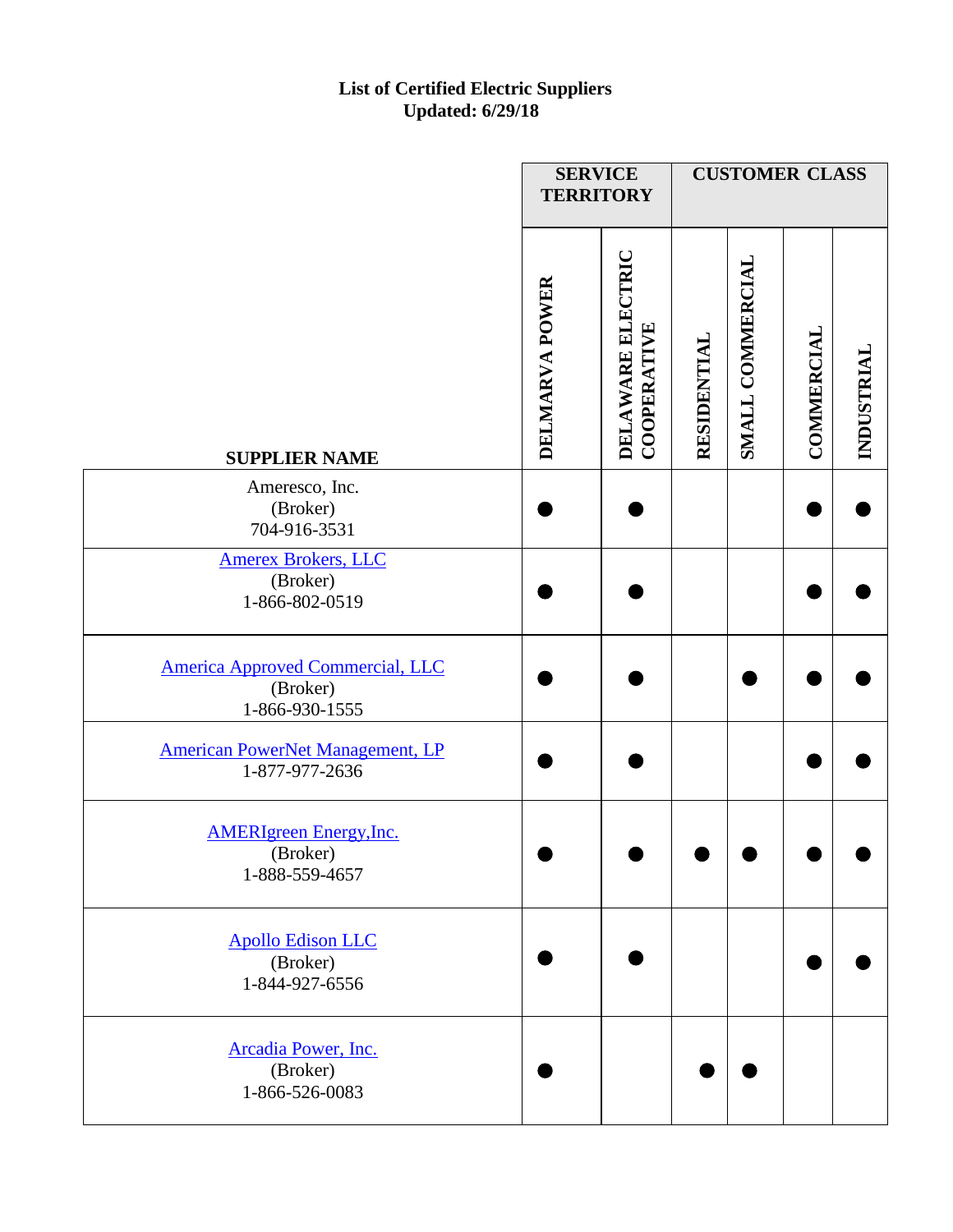**List of Certified Electric Suppliers**
**Updated: 6/29/18**

| SUPPLIER NAME | SERVICE TERRITORY | | CUSTOMER CLASS | | | |
|---|---|---|---|---|---|---|
| | DELMARVA POWER | DELAWARE ELECTRIC COOPERATIVE | RESIDENTIAL | SMALL COMMERCIAL | COMMERCIAL | INDUSTRIAL |
| Ameresco, Inc. (Broker) 704-916-3531 | ● | ● | | | ● | ● |
| Amerex Brokers, LLC (Broker) 1-866-802-0519 | ● | ● | | | ● | ● |
| America Approved Commercial, LLC (Broker) 1-866-930-1555 | ● | ● | | ● | ● | ● |
| American PowerNet Management, LP 1-877-977-2636 | ● | ● | | | ● | ● |
| AMERIgreen Energy,Inc. (Broker) 1-888-559-4657 | ● | ● | ● | ● | ● | ● |
| Apollo Edison LLC (Broker) 1-844-927-6556 | ● | ● | | | ● | ● |
| Arcadia Power, Inc. (Broker) 1-866-526-0083 | ● | | ● | ● | | |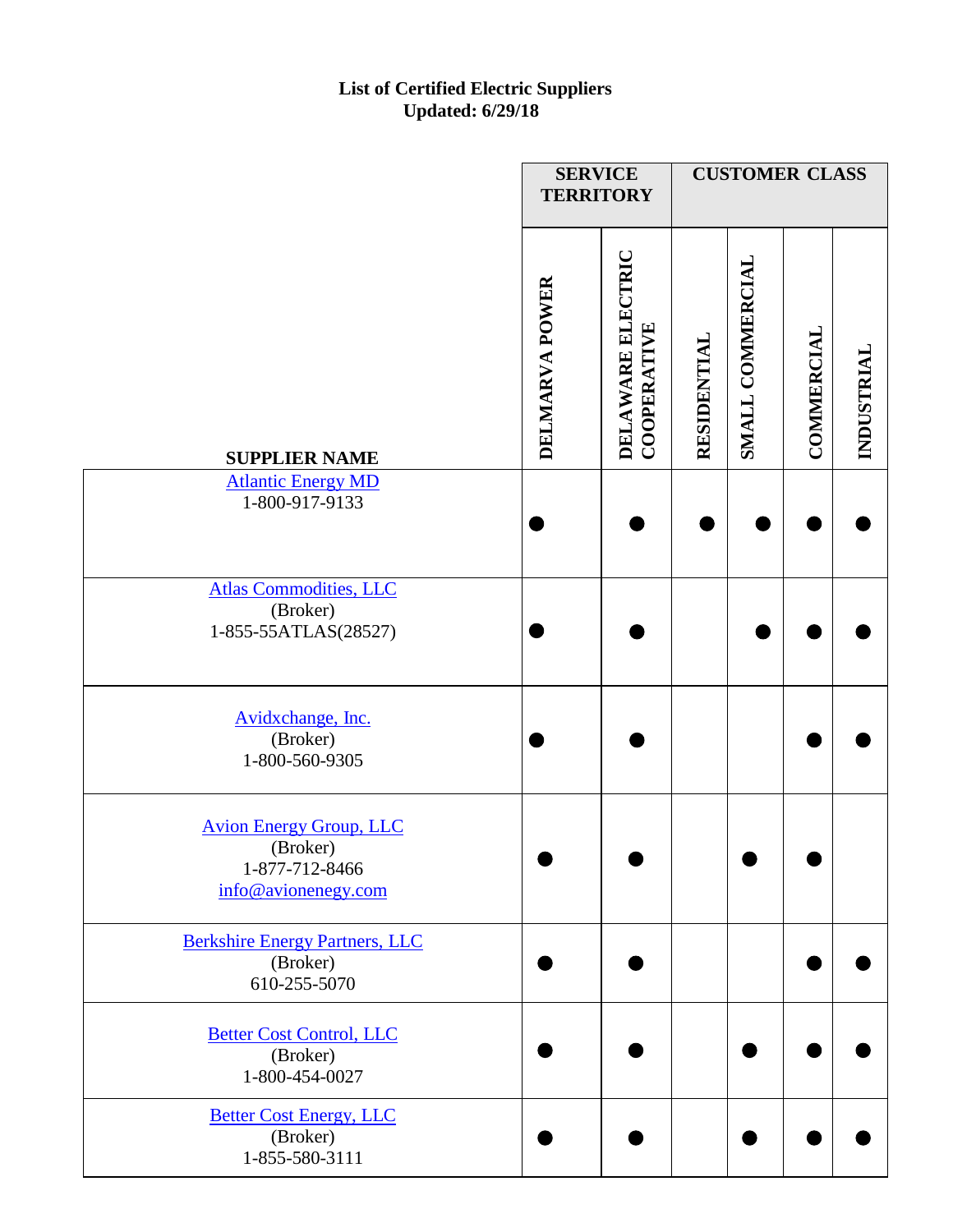**List of Certified Electric Suppliers**
**Updated: 6/29/18**

| SUPPLIER NAME | SERVICE TERRITORY | | CUSTOMER CLASS | | | |
|---|---|---|---|---|---|---|
| | DELMARVA POWER | DELAWARE ELECTRIC COOPERATIVE | RESIDENTIAL | SMALL COMMERCIAL | COMMERCIAL | INDUSTRIAL |
| Atlantic Energy MD<br>1-800-917-9133 | ● | ● | ● | ● | ● | ● |
| Atlas Commodities, LLC<br>(Broker)<br>1-855-55ATLAS(28527) | ● | ● | | ● | ● | ● |
| Avidxchange, Inc.<br>(Broker)<br>1-800-560-9305 | ● | ● | | | ● | ● |
| Avion Energy Group, LLC<br>(Broker)<br>1-877-712-8466<br>info@avionenegy.com | ● | ● | | ● | ● | |
| Berkshire Energy Partners, LLC<br>(Broker)<br>610-255-5070 | ● | ● | | | ● | ● |
| Better Cost Control, LLC<br>(Broker)<br>1-800-454-0027 | ● | ● | | ● | ● | ● |
| Better Cost Energy, LLC<br>(Broker)<br>1-855-580-3111 | ● | ● | | ● | ● | ● |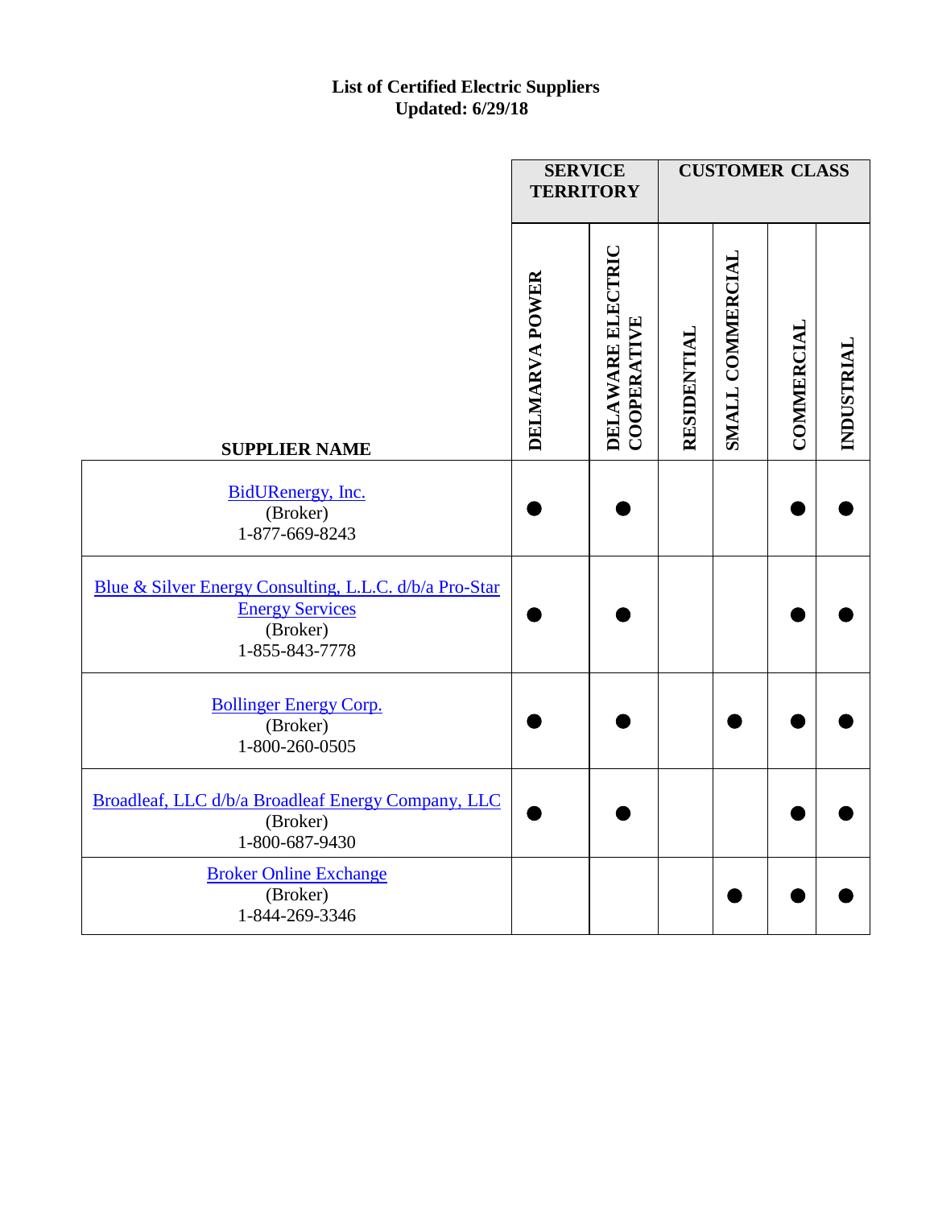**List of Certified Electric Suppliers**
**Updated: 6/29/18**

| SUPPLIER NAME | SERVICE TERRITORY | | CUSTOMER CLASS | | | |
|---|---|---|---|---|---|---|
| | DELMARVA POWER | DELAWARE ELECTRIC COOPERATIVE | RESIDENTIAL | SMALL COMMERCIAL | COMMERCIAL | INDUSTRIAL |
| BidURenergy, Inc. (Broker) 1-877-669-8243 | ● | ● | | | ● | ● |
| Blue & Silver Energy Consulting, L.L.C. d/b/a Pro-Star Energy Services (Broker) 1-855-843-7778 | ● | ● | | | ● | ● |
| Bollinger Energy Corp. (Broker) 1-800-260-0505 | ● | ● | | ● | ● | ● |
| Broadleaf, LLC d/b/a Broadleaf Energy Company, LLC (Broker) 1-800-687-9430 | ● | ● | | | ● | ● |
| Broker Online Exchange (Broker) 1-844-269-3346 | | | | ● | ● | ● |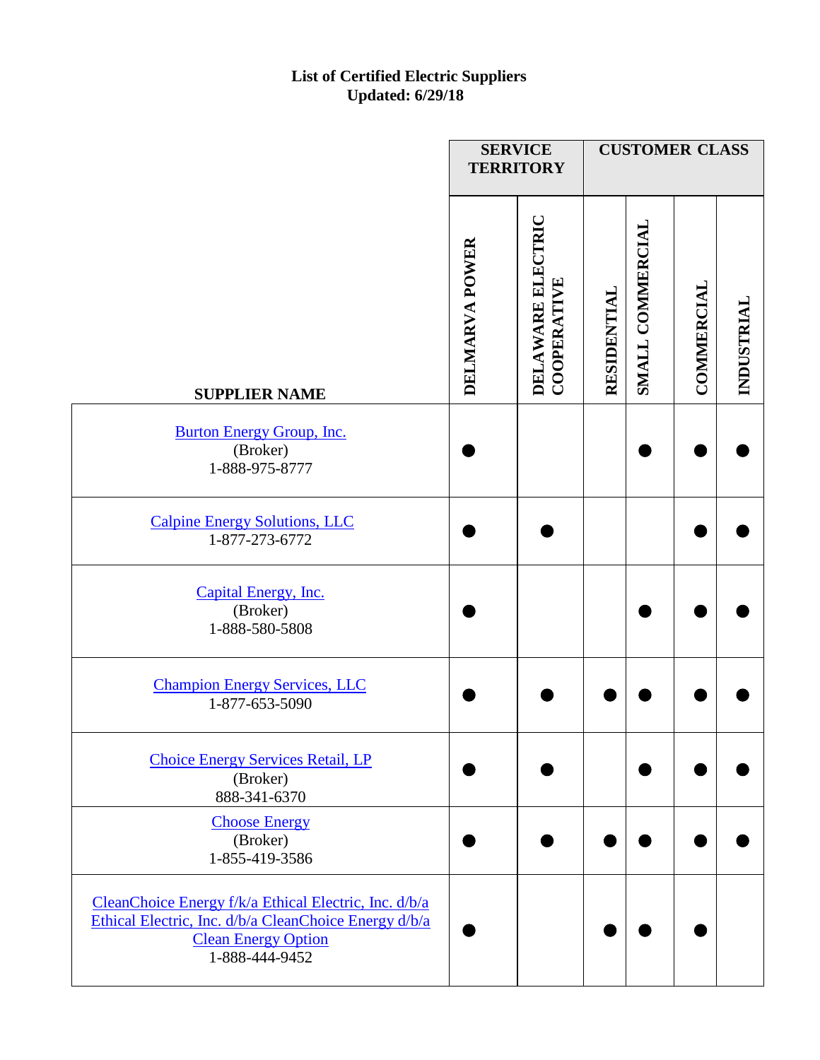# List of Certified Electric Suppliers
**Updated: 6/29/18**

| SUPPLIER NAME | SERVICE TERRITORY | | CUSTOMER CLASS | | | |
|---|---|---|---|---|---|---|
| | DELMARVA POWER | DELAWARE ELECTRIC COOPERATIVE | RESIDENTIAL | SMALL COMMERCIAL | COMMERCIAL | INDUSTRIAL |
| Burton Energy Group, Inc. (Broker) 1-888-975-8777 | ● | | | ● | ● | ● |
| Calpine Energy Solutions, LLC 1-877-273-6772 | ● | ● | | | ● | ● |
| Capital Energy, Inc. (Broker) 1-888-580-5808 | ● | | | ● | ● | ● |
| Champion Energy Services, LLC 1-877-653-5090 | ● | ● | ● | ● | ● | ● |
| Choice Energy Services Retail, LP (Broker) 888-341-6370 | ● | ● | | ● | ● | ● |
| Choose Energy (Broker) 1-855-419-3586 | ● | ● | ● | ● | ● | ● |
| CleanChoice Energy f/k/a Ethical Electric, Inc. d/b/a Ethical Electric, Inc. d/b/a CleanChoice Energy d/b/a Clean Energy Option 1-888-444-9452 | ● | | ● | ● | ● | |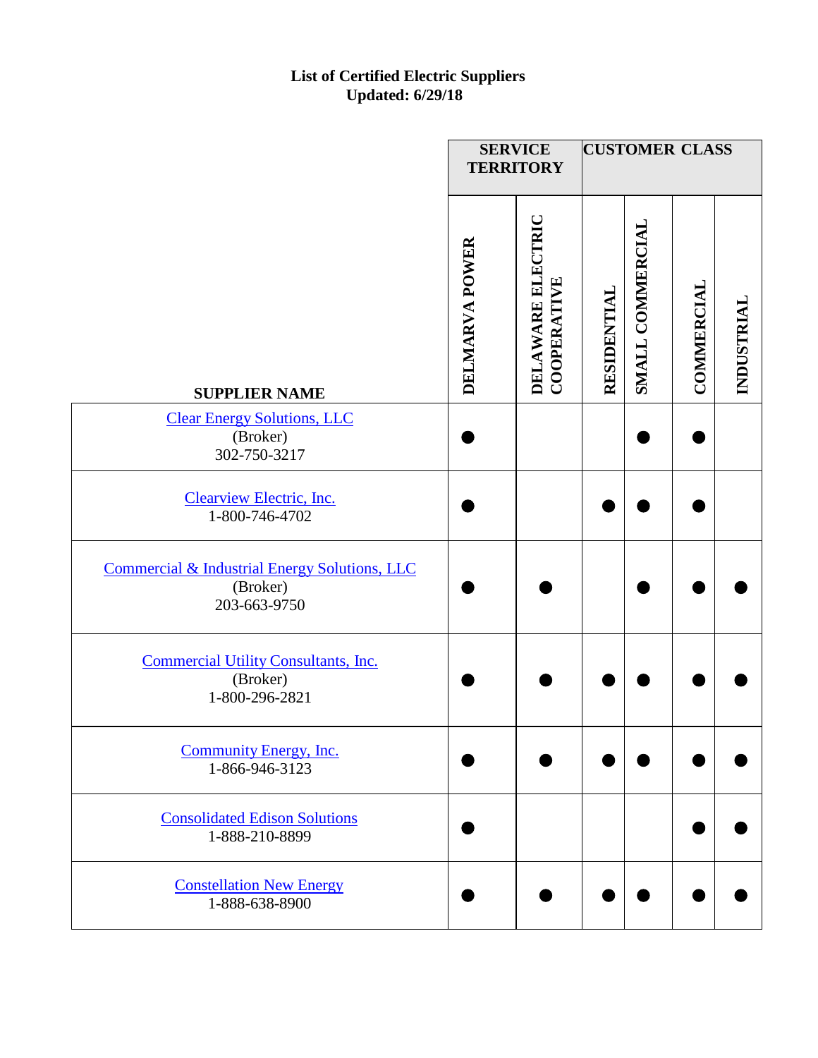**List of Certified Electric Suppliers**
**Updated: 6/29/18**

| SUPPLIER NAME | SERVICE TERRITORY | | CUSTOMER CLASS | | | |
|---|---|---|---|---|---|---|
| | DELMARVA POWER | DELAWARE ELECTRIC COOPERATIVE | RESIDENTIAL | SMALL COMMERCIAL | COMMERCIAL | INDUSTRIAL |
| Clear Energy Solutions, LLC (Broker) 302-750-3217 | ● | | | ● | ● | |
| Clearview Electric, Inc. 1-800-746-4702 | ● | | ● | ● | ● | |
| Commercial & Industrial Energy Solutions, LLC (Broker) 203-663-9750 | ● | ● | | ● | ● | ● |
| Commercial Utility Consultants, Inc. (Broker) 1-800-296-2821 | ● | ● | ● | ● | ● | ● |
| Community Energy, Inc. 1-866-946-3123 | ● | ● | ● | ● | ● | ● |
| Consolidated Edison Solutions 1-888-210-8899 | ● | | | | ● | ● |
| Constellation New Energy 1-888-638-8900 | ● | ● | ● | ● | ● | ● |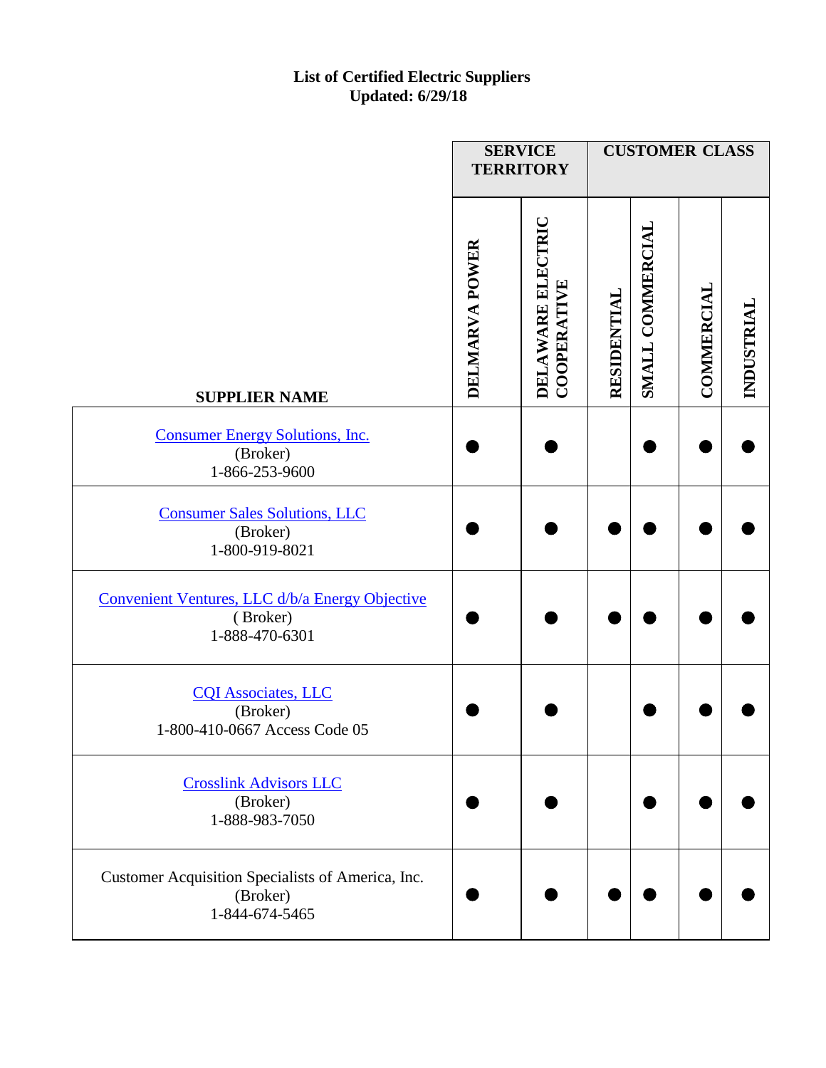# List of Certified Electric Suppliers
## Updated: 6/29/18

| SUPPLIER NAME | SERVICE TERRITORY | | CUSTOMER CLASS | | | |
|---|---|---|---|---|---|---|
| | DELMARVA POWER | DELAWARE ELECTRIC COOPERATIVE | RESIDENTIAL | SMALL COMMERCIAL | COMMERCIAL | INDUSTRIAL |
| Consumer Energy Solutions, Inc. (Broker) 1-866-253-9600 | ● | ● | | ● | ● | ● |
| Consumer Sales Solutions, LLC (Broker) 1-800-919-8021 | ● | ● | ● | ● | ● | ● |
| Convenient Ventures, LLC d/b/a Energy Objective ( Broker) 1-888-470-6301 | ● | ● | ● | ● | ● | ● |
| CQI Associates, LLC (Broker) 1-800-410-0667 Access Code 05 | ● | ● | | ● | ● | ● |
| Crosslink Advisors LLC (Broker) 1-888-983-7050 | ● | ● | | ● | ● | ● |
| Customer Acquisition Specialists of America, Inc. (Broker) 1-844-674-5465 | ● | ● | ● | ● | ● | ● |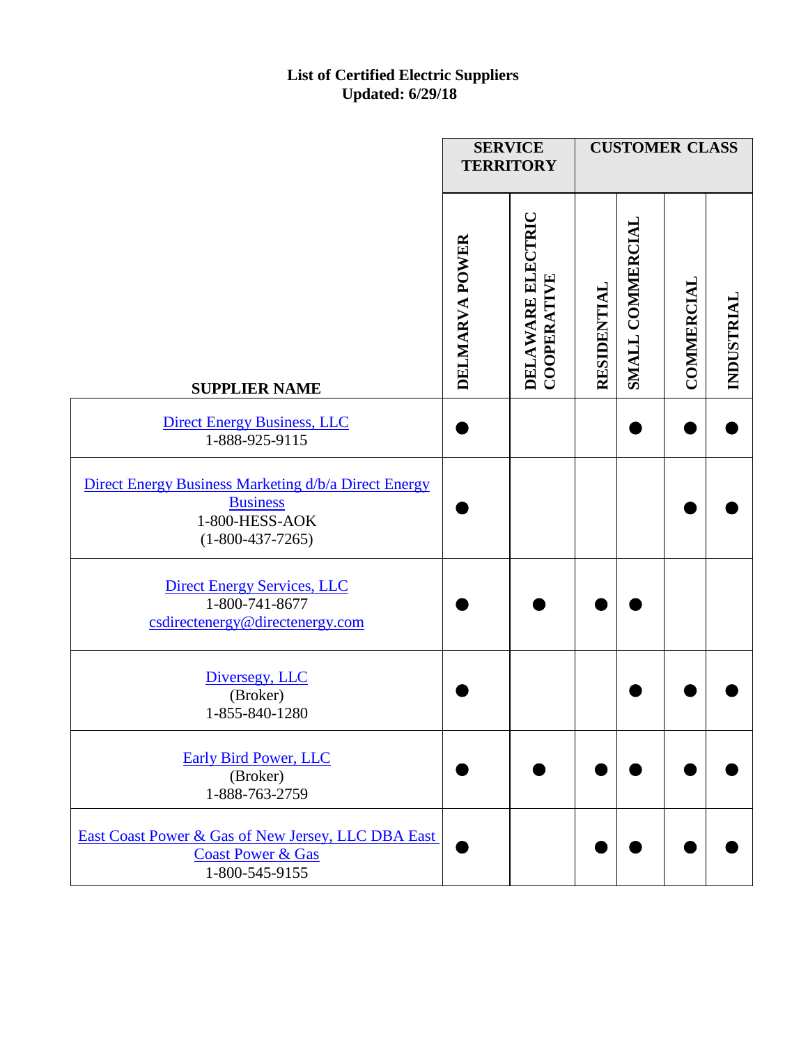**List of Certified Electric Suppliers**
**Updated: 6/29/18**

| SUPPLIER NAME | SERVICE TERRITORY | | CUSTOMER CLASS | | | |
|---|---|---|---|---|---|---|
| | DELMARVA POWER | DELAWARE ELECTRIC COOPERATIVE | RESIDENTIAL | SMALL COMMERCIAL | COMMERCIAL | INDUSTRIAL |
| Direct Energy Business, LLC<br>1-888-925-9115 | ● | | | ● | ● | ● |
| Direct Energy Business Marketing d/b/a Direct Energy Business<br>1-800-HESS-AOK<br>(1-800-437-7265) | ● | | | | ● | ● |
| Direct Energy Services, LLC<br>1-800-741-8677<br>csdirectenergy@directenergy.com | ● | ● | ● | ● | | |
| Diversegy, LLC<br>(Broker)<br>1-855-840-1280 | ● | | | ● | ● | ● |
| Early Bird Power, LLC<br>(Broker)<br>1-888-763-2759 | ● | ● | ● | ● | ● | ● |
| East Coast Power & Gas of New Jersey, LLC DBA East Coast Power & Gas<br>1-800-545-9155 | ● | | ● | ● | ● | ● |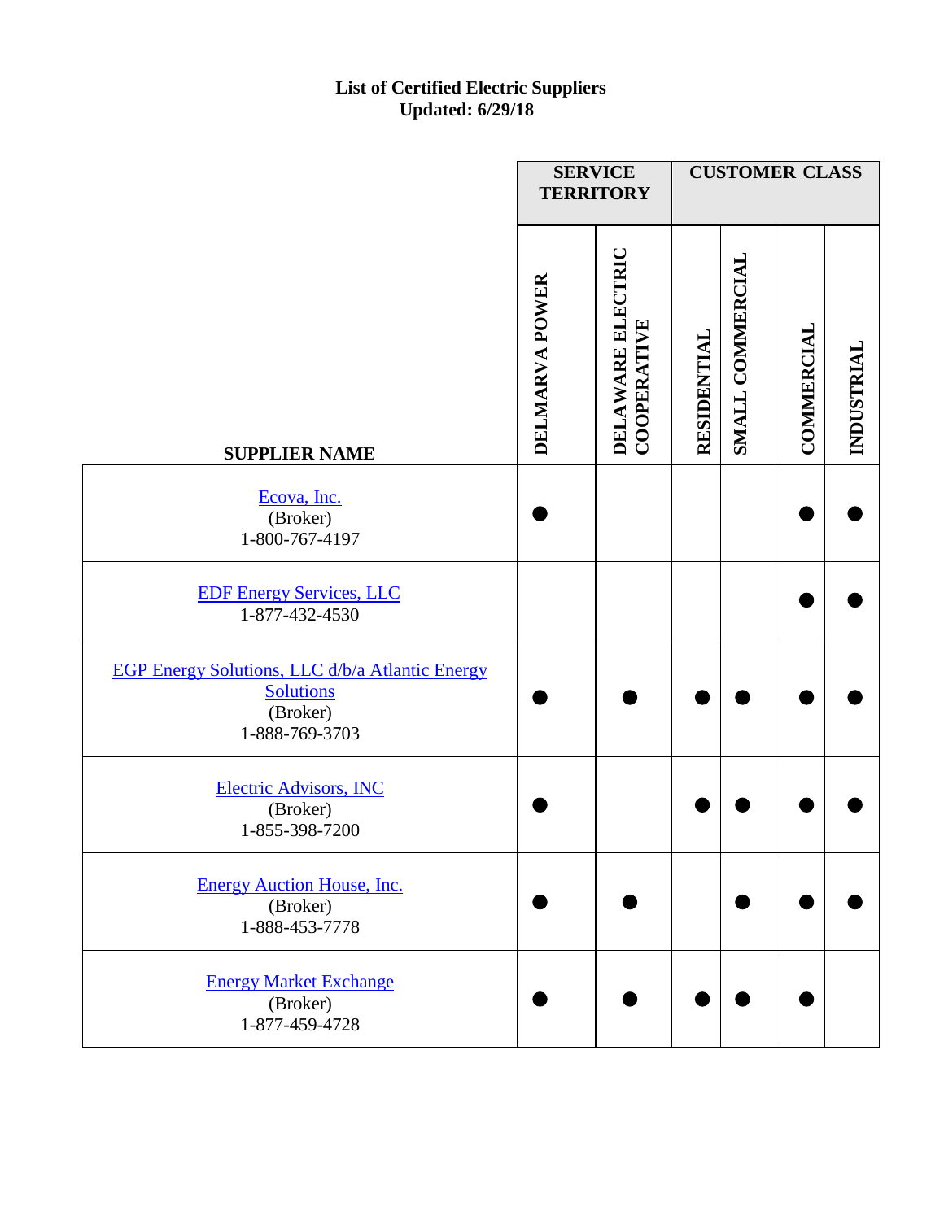**List of Certified Electric Suppliers**
**Updated: 6/29/18**

| SUPPLIER NAME | SERVICE TERRITORY | | CUSTOMER CLASS | | | |
|---|---|---|---|---|---|---|
| | DELMARVA POWER | DELAWARE ELECTRIC COOPERATIVE | RESIDENTIAL | SMALL COMMERCIAL | COMMERCIAL | INDUSTRIAL |
| Ecova, Inc. (Broker) 1-800-767-4197 | ● | | | | ● | ● |
| EDF Energy Services, LLC 1-877-432-4530 | | | | | ● | ● |
| EGP Energy Solutions, LLC d/b/a Atlantic Energy Solutions (Broker) 1-888-769-3703 | ● | ● | ● | ● | ● | ● |
| Electric Advisors, INC (Broker) 1-855-398-7200 | ● | | ● | ● | ● | ● |
| Energy Auction House, Inc. (Broker) 1-888-453-7778 | ● | ● | | ● | ● | ● |
| Energy Market Exchange (Broker) 1-877-459-4728 | ● | ● | ● | ● | ● | |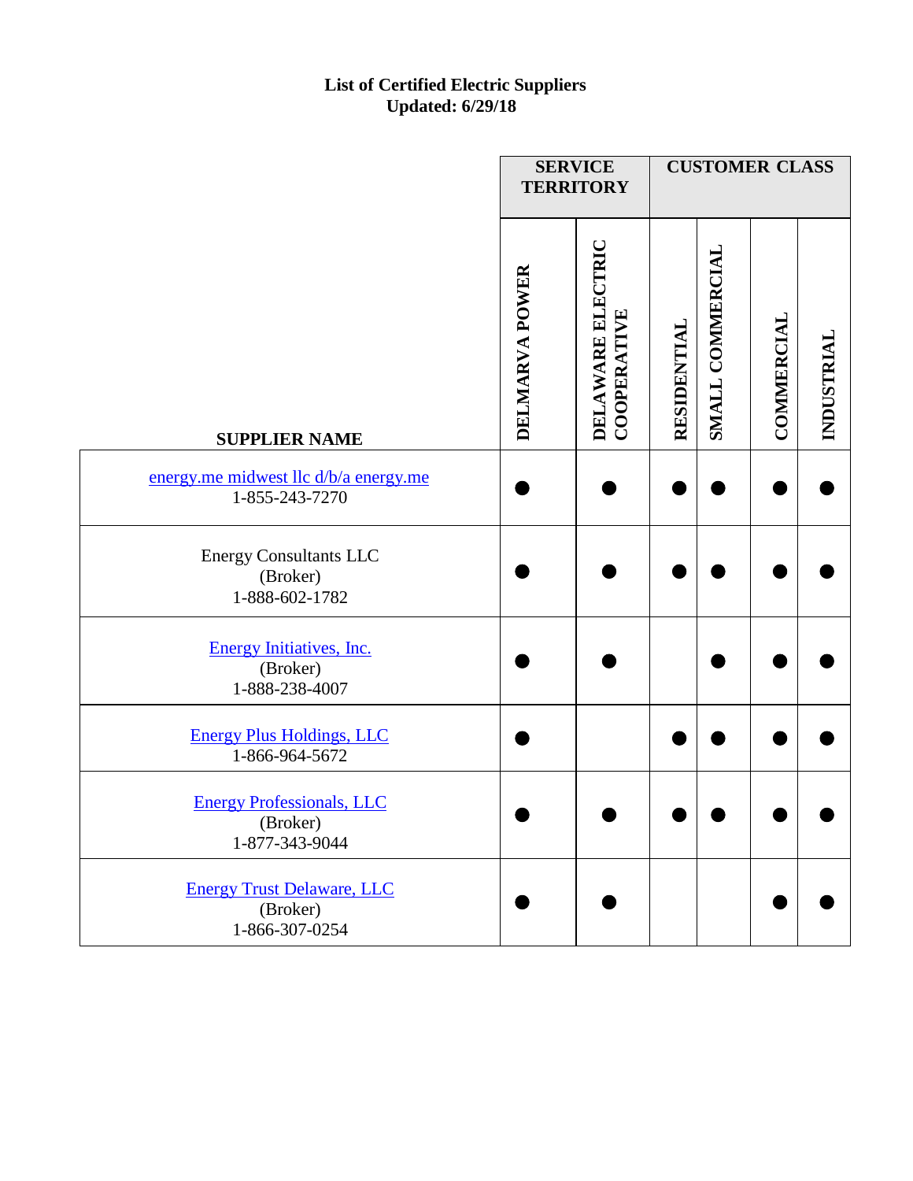**List of Certified Electric Suppliers**
**Updated: 6/29/18**

| SUPPLIER NAME | SERVICE TERRITORY | | CUSTOMER CLASS | | | |
|---|---|---|---|---|---|---|
| | DELMARVA POWER | DELAWARE ELECTRIC COOPERATIVE | RESIDENTIAL | SMALL COMMERCIAL | COMMERCIAL | INDUSTRIAL |
| energy.me midwest llc d/b/a energy.me<br>1-855-243-7270 | ● | ● | ● | ● | ● | ● |
| Energy Consultants LLC<br>(Broker)<br>1-888-602-1782 | ● | ● | ● | ● | ● | ● |
| Energy Initiatives, Inc.<br>(Broker)<br>1-888-238-4007 | ● | ● | | ● | ● | ● |
| Energy Plus Holdings, LLC<br>1-866-964-5672 | ● | | ● | ● | ● | ● |
| Energy Professionals, LLC<br>(Broker)<br>1-877-343-9044 | ● | ● | ● | ● | ● | ● |
| Energy Trust Delaware, LLC<br>(Broker)<br>1-866-307-0254 | ● | ● | | | ● | ● |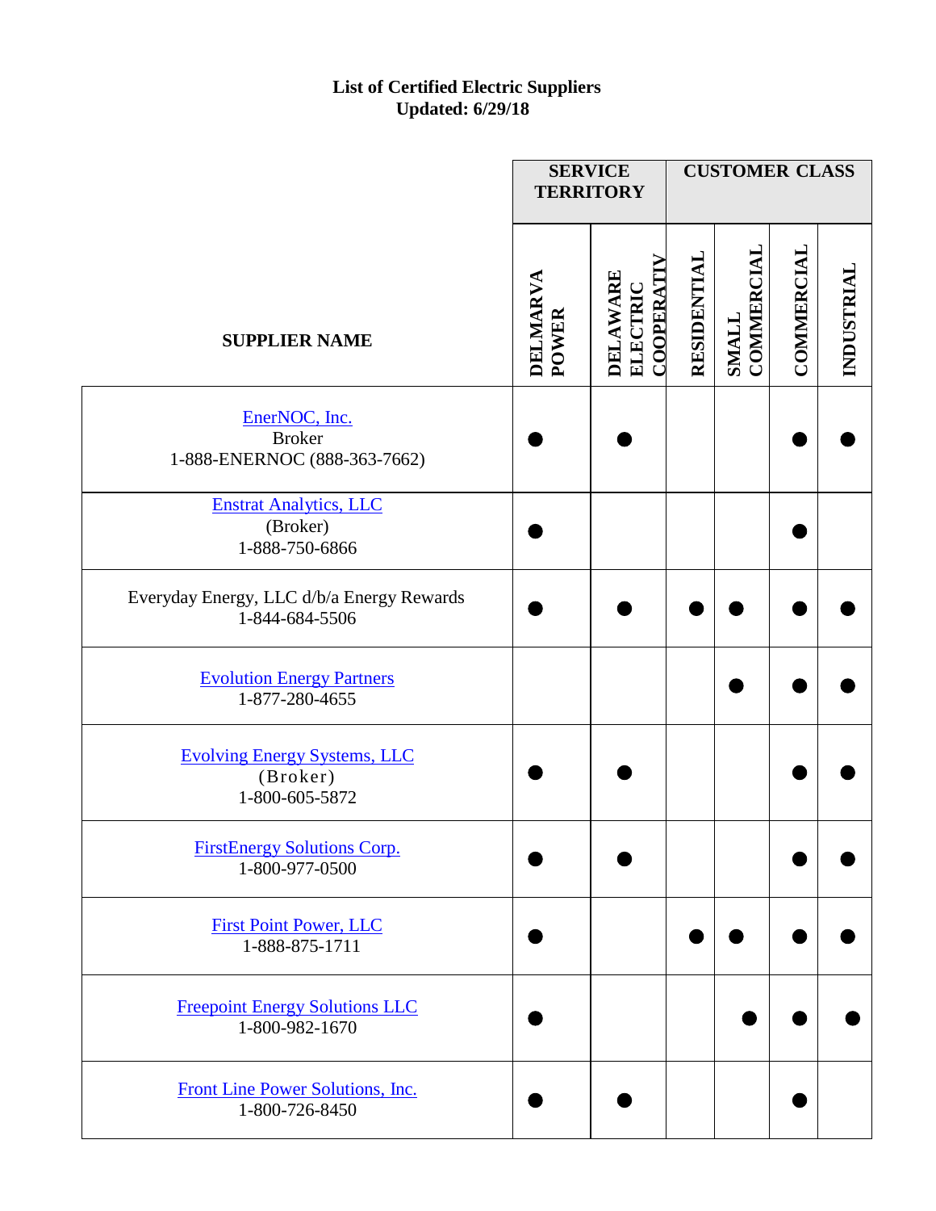**List of Certified Electric Suppliers**
**Updated: 6/29/18**

| SUPPLIER NAME | SERVICE TERRITORY | | CUSTOMER CLASS | | | |
|---|---|---|---|---|---|---|
| | DELMARVA POWER | DELAWARE ELECTRIC COOPERATIV | RESIDENTIAL | SMALL COMMERCIAL | COMMERCIAL | INDUSTRIAL |
| EnerNOC, Inc. Broker 1-888-ENERNOC (888-363-7662) | ● | ● | | | ● | ● |
| Enstrat Analytics, LLC (Broker) 1-888-750-6866 | ● | | | | ● | |
| Everyday Energy, LLC d/b/a Energy Rewards 1-844-684-5506 | ● | ● | ● | ● | ● | ● |
| Evolution Energy Partners 1-877-280-4655 | | | | ● | ● | ● |
| Evolving Energy Systems, LLC (Broker) 1-800-605-5872 | ● | ● | | | ● | ● |
| FirstEnergy Solutions Corp. 1-800-977-0500 | ● | ● | | | ● | ● |
| First Point Power, LLC 1-888-875-1711 | ● | | ● | ● | ● | ● |
| Freepoint Energy Solutions LLC 1-800-982-1670 | ● | | | ● | ● | ● |
| Front Line Power Solutions, Inc. 1-800-726-8450 | ● | ● | | | ● | |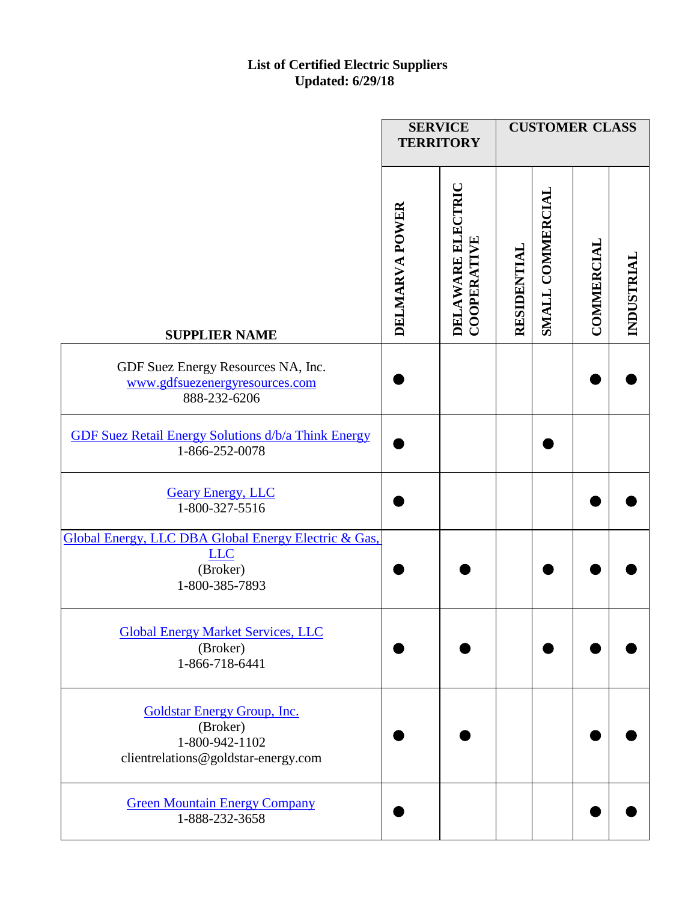**List of Certified Electric Suppliers**
**Updated: 6/29/18**

| SUPPLIER NAME | SERVICE TERRITORY | | CUSTOMER CLASS | | | |
|---|---|---|---|---|---|---|
| | DELMARVA POWER | DELAWARE ELECTRIC COOPERATIVE | RESIDENTIAL | SMALL COMMERCIAL | COMMERCIAL | INDUSTRIAL |
| GDF Suez Energy Resources NA, Inc.<br>www.gdfsuezenergyresources.com<br>888-232-6206 | ● | | | | ● | ● |
| GDF Suez Retail Energy Solutions d/b/a Think Energy<br>1-866-252-0078 | ● | | | ● | | |
| Geary Energy, LLC<br>1-800-327-5516 | ● | | | | ● | ● |
| Global Energy, LLC DBA Global Energy Electric & Gas, LLC<br>(Broker)<br>1-800-385-7893 | ● | ● | | ● | ● | ● |
| Global Energy Market Services, LLC<br>(Broker)<br>1-866-718-6441 | ● | ● | | ● | ● | ● |
| Goldstar Energy Group, Inc.<br>(Broker)<br>1-800-942-1102<br>clientrelations@goldstar-energy.com | ● | ● | | | ● | ● |
| Green Mountain Energy Company<br>1-888-232-3658 | ● | | | | ● | ● |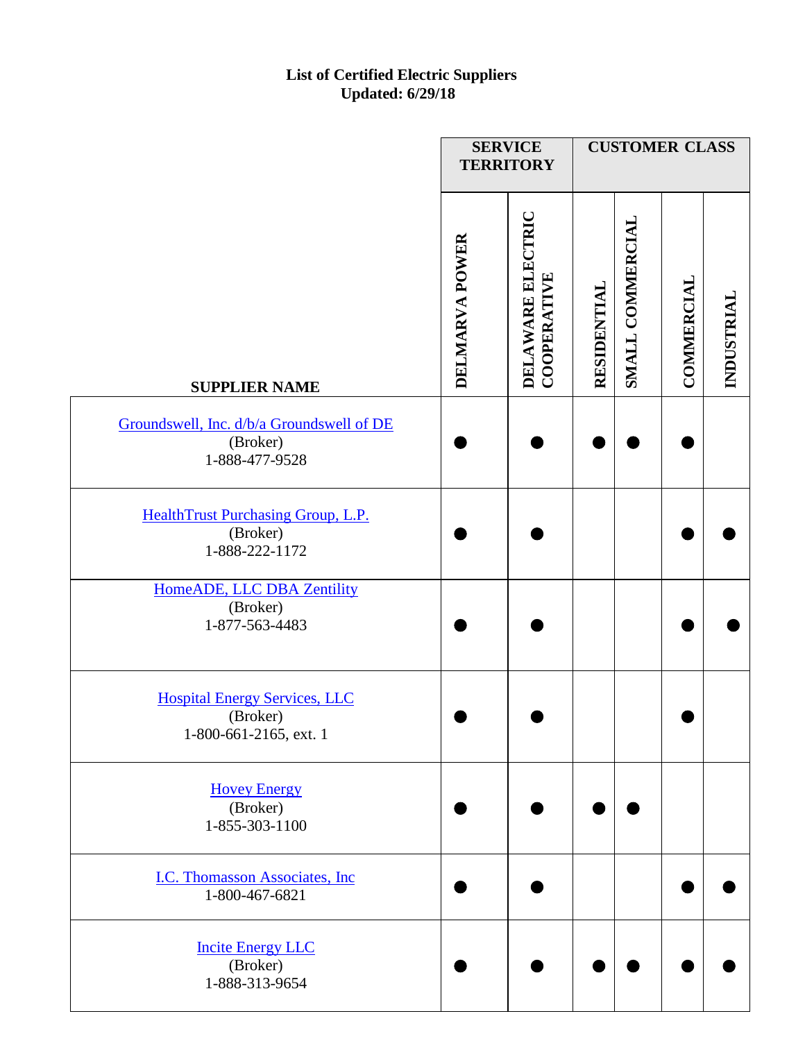**List of Certified Electric Suppliers**
**Updated: 6/29/18**

| SUPPLIER NAME | SERVICE TERRITORY | | CUSTOMER CLASS | | | |
|---|---|---|---|---|---|---|
| | DELMARVA POWER | DELAWARE ELECTRIC COOPERATIVE | RESIDENTIAL | SMALL COMMERCIAL | COMMERCIAL | INDUSTRIAL |
| Groundswell, Inc. d/b/a Groundswell of DE (Broker) 1-888-477-9528 | ● | ● | ● | ● | ● | |
| HealthTrust Purchasing Group, L.P. (Broker) 1-888-222-1172 | ● | ● | | | ● | ● |
| HomeADE, LLC DBA Zentility (Broker) 1-877-563-4483 | ● | ● | | | ● | ● |
| Hospital Energy Services, LLC (Broker) 1-800-661-2165, ext. 1 | ● | ● | | | ● | |
| Hovey Energy (Broker) 1-855-303-1100 | ● | ● | ● | ● | | |
| I.C. Thomasson Associates, Inc 1-800-467-6821 | ● | ● | | | ● | ● |
| Incite Energy LLC (Broker) 1-888-313-9654 | ● | ● | ● | ● | ● | ● |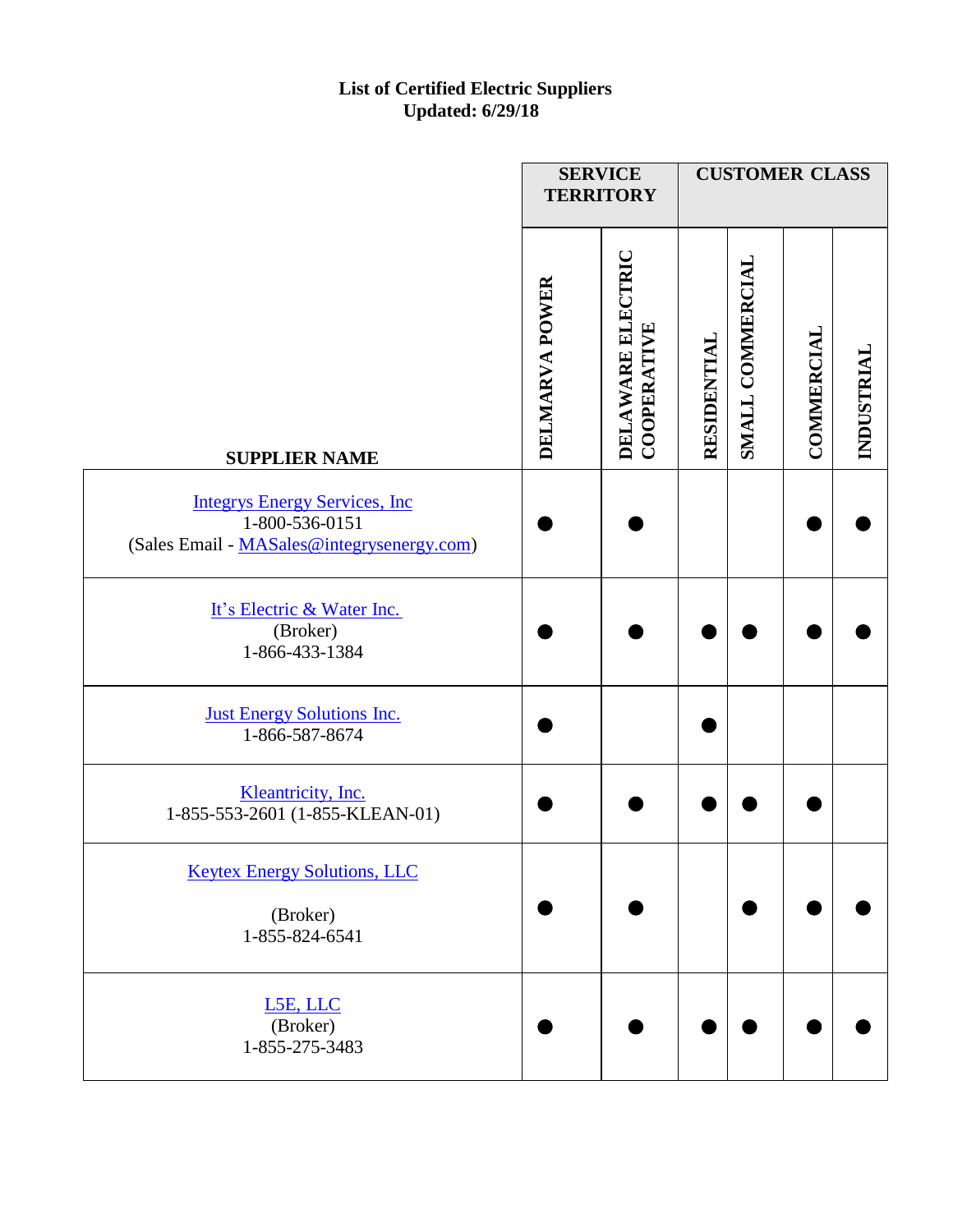**List of Certified Electric Suppliers**
**Updated: 6/29/18**

| SUPPLIER NAME | SERVICE TERRITORY | | CUSTOMER CLASS | | | |
|---|---|---|---|---|---|---|
| | DELMARVA POWER | DELAWARE ELECTRIC COOPERATIVE | RESIDENTIAL | SMALL COMMERCIAL | COMMERCIAL | INDUSTRIAL |
| Integrys Energy Services, Inc<br>1-800-536-0151<br>(Sales Email - MASales@integrysenergy.com) | ● | ● | | | ● | ● |
| It's Electric & Water Inc.<br>(Broker)<br>1-866-433-1384 | ● | ● | ● | ● | ● | ● |
| Just Energy Solutions Inc.<br>1-866-587-8674 | ● | | ● | | | |
| Kleantricity, Inc.<br>1-855-553-2601 (1-855-KLEAN-01) | ● | ● | ● | ● | ● | |
| Keytex Energy Solutions, LLC<br>(Broker)<br>1-855-824-6541 | ● | ● | | ● | ● | ● |
| L5E, LLC<br>(Broker)<br>1-855-275-3483 | ● | ● | ● | ● | ● | ● |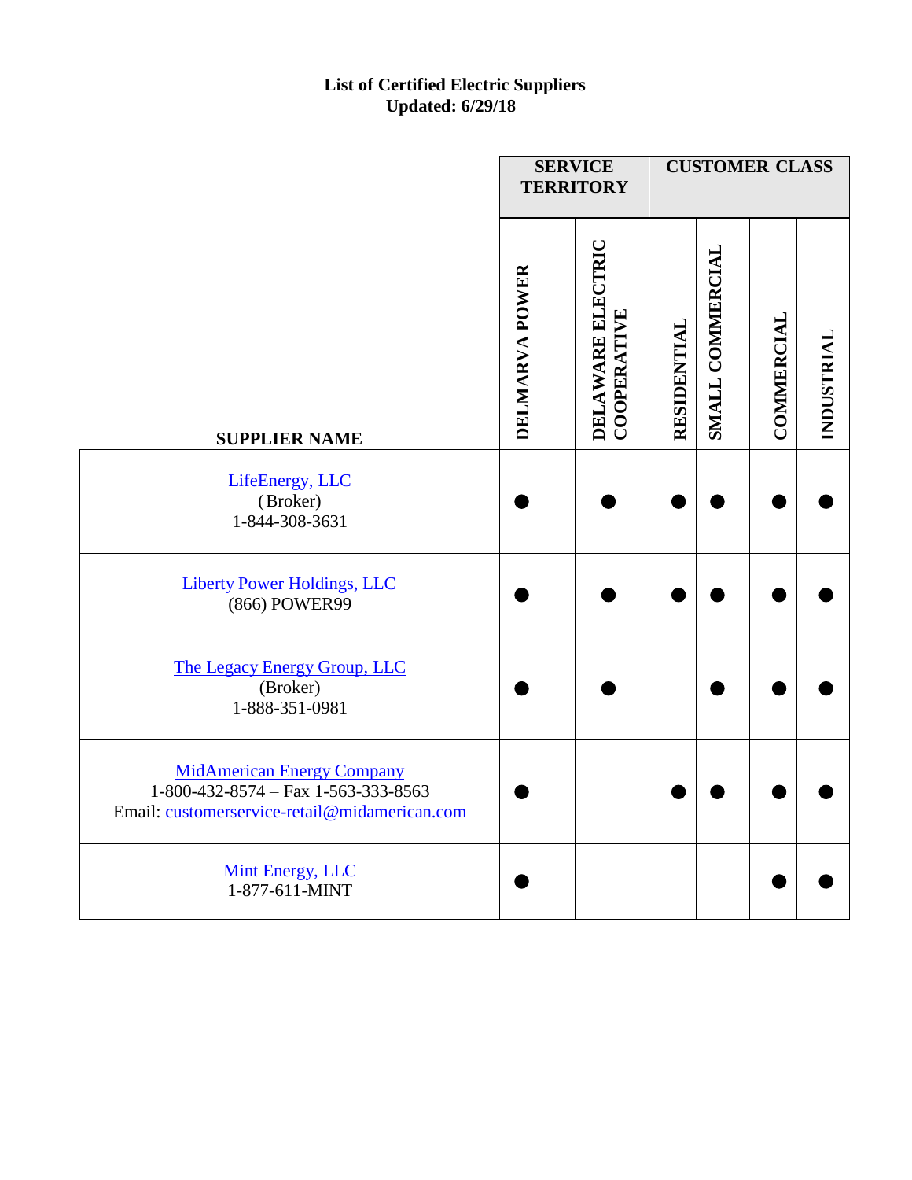**List of Certified Electric Suppliers**
**Updated: 6/29/18**

| SUPPLIER NAME | SERVICE TERRITORY | | CUSTOMER CLASS | | | |
|---|---|---|---|---|---|---|
| | DELMARVA POWER | DELAWARE ELECTRIC COOPERATIVE | RESIDENTIAL | SMALL COMMERCIAL | COMMERCIAL | INDUSTRIAL |
| LifeEnergy, LLC (Broker) 1-844-308-3631 | ● | ● | ● | ● | ● | ● |
| Liberty Power Holdings, LLC (866) POWER99 | ● | ● | ● | ● | ● | ● |
| The Legacy Energy Group, LLC (Broker) 1-888-351-0981 | ● | ● | | ● | ● | ● |
| MidAmerican Energy Company 1-800-432-8574 – Fax 1-563-333-8563 Email: customerservice-retail@midamerican.com | ● | | ● | ● | ● | ● |
| Mint Energy, LLC 1-877-611-MINT | ● | | | | ● | ● |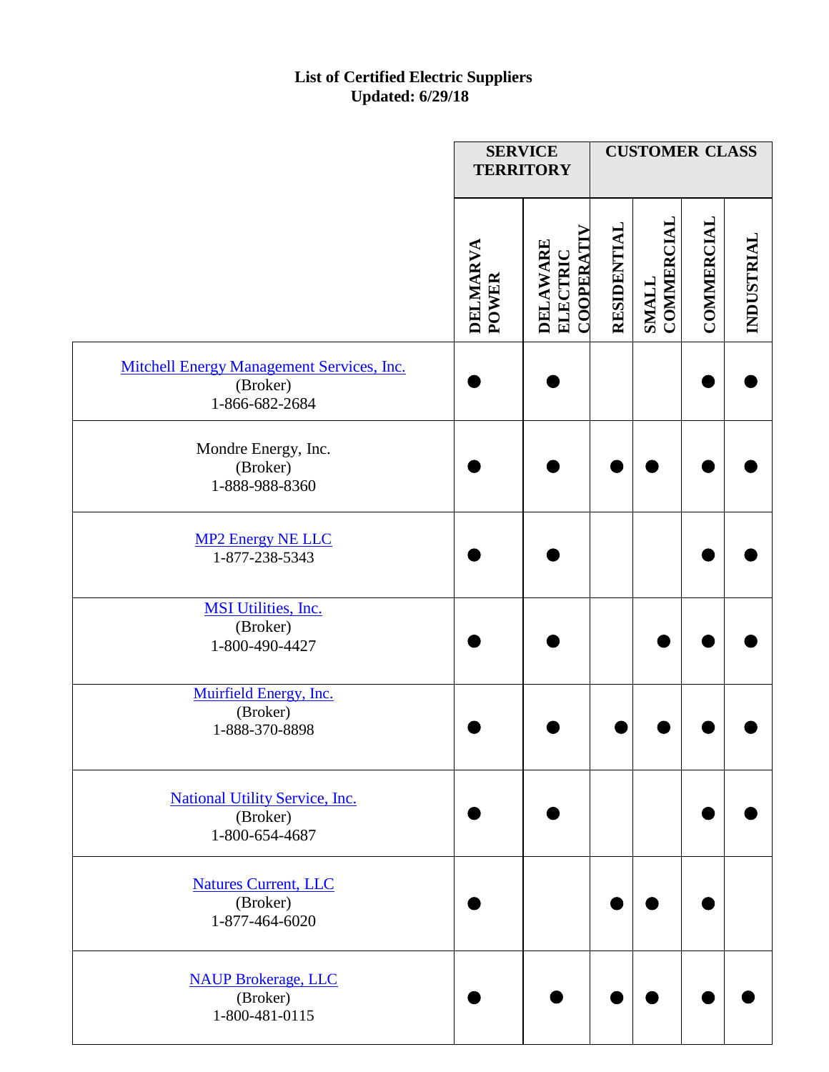# List of Certified Electric Suppliers
## Updated: 6/29/18

| | SERVICE TERRITORY | | CUSTOMER CLASS | | | |
|---|---|---|---|---|---|---|
| | DELMARVA POWER | DELAWARE ELECTRIC COOPERATIV | RESIDENTIAL | SMALL COMMERCIAL | COMMERCIAL | INDUSTRIAL |
| Mitchell Energy Management Services, Inc. (Broker) 1-866-682-2684 | ● | ● | | | ● | ● |
| Mondre Energy, Inc. (Broker) 1-888-988-8360 | ● | ● | ● | ● | ● | ● |
| MP2 Energy NE LLC 1-877-238-5343 | ● | ● | | | ● | ● |
| MSI Utilities, Inc. (Broker) 1-800-490-4427 | ● | ● | | ● | ● | ● |
| Muirfield Energy, Inc. (Broker) 1-888-370-8898 | ● | ● | ● | ● | ● | ● |
| National Utility Service, Inc. (Broker) 1-800-654-4687 | ● | ● | | | ● | ● |
| Natures Current, LLC (Broker) 1-877-464-6020 | ● | | ● | ● | ● | |
| NAUP Brokerage, LLC (Broker) 1-800-481-0115 | ● | ● | ● | ● | ● | ● |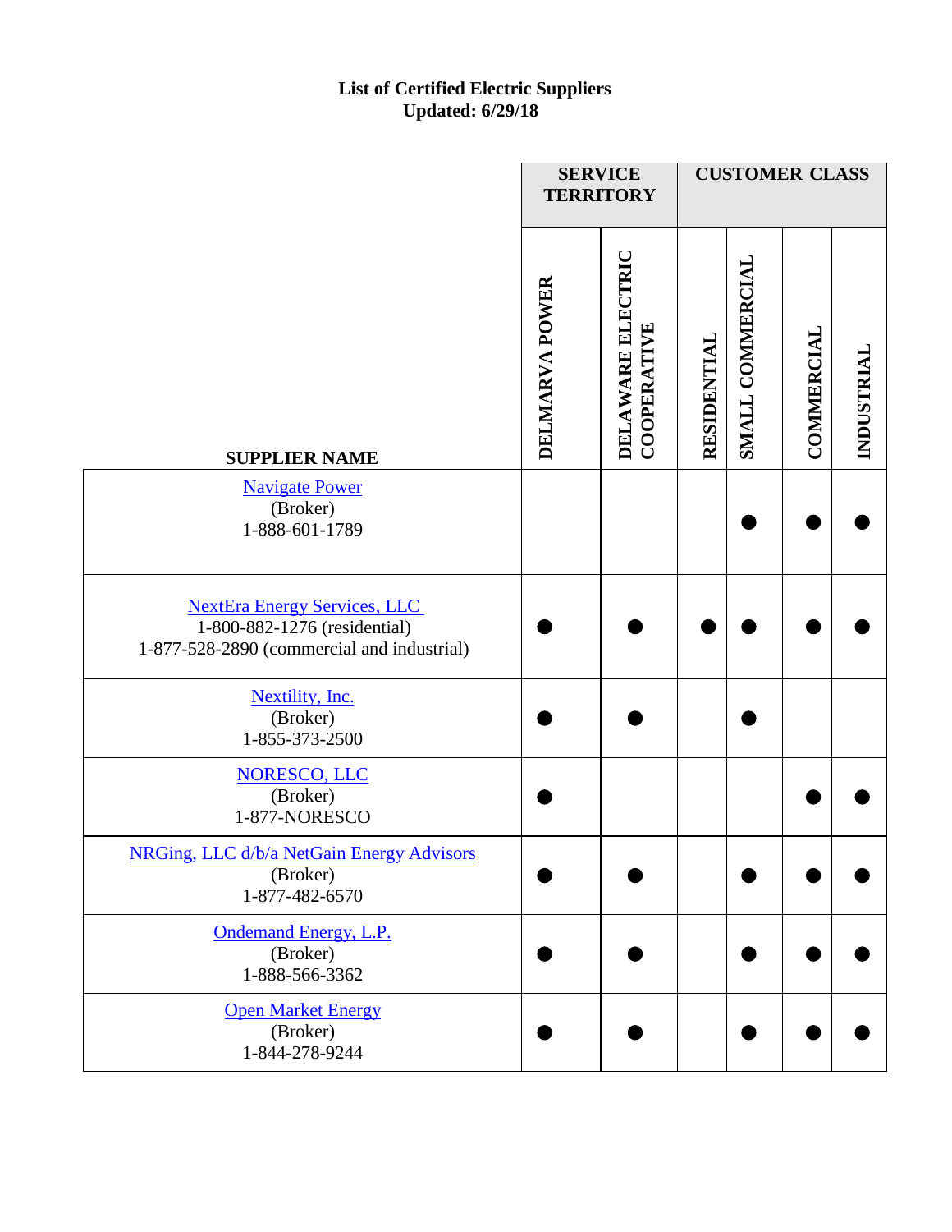**List of Certified Electric Suppliers**
**Updated: 6/29/18**

| SUPPLIER NAME | SERVICE TERRITORY | | CUSTOMER CLASS | | | |
|---|---|---|---|---|---|---|
| | DELMARVA POWER | DELAWARE ELECTRIC COOPERATIVE | RESIDENTIAL | SMALL COMMERCIAL | COMMERCIAL | INDUSTRIAL |
| Navigate Power (Broker) 1-888-601-1789 | | | | ● | ● | ● |
| NextEra Energy Services, LLC 1-800-882-1276 (residential) 1-877-528-2890 (commercial and industrial) | ● | ● | ● | ● | ● | ● |
| Nextility, Inc. (Broker) 1-855-373-2500 | ● | ● | | ● | | |
| NORESCO, LLC (Broker) 1-877-NORESCO | ● | | | | ● | ● |
| NRGing, LLC d/b/a NetGain Energy Advisors (Broker) 1-877-482-6570 | ● | ● | | ● | ● | ● |
| Ondemand Energy, L.P. (Broker) 1-888-566-3362 | ● | ● | | ● | ● | ● |
| Open Market Energy (Broker) 1-844-278-9244 | ● | ● | | ● | ● | ● |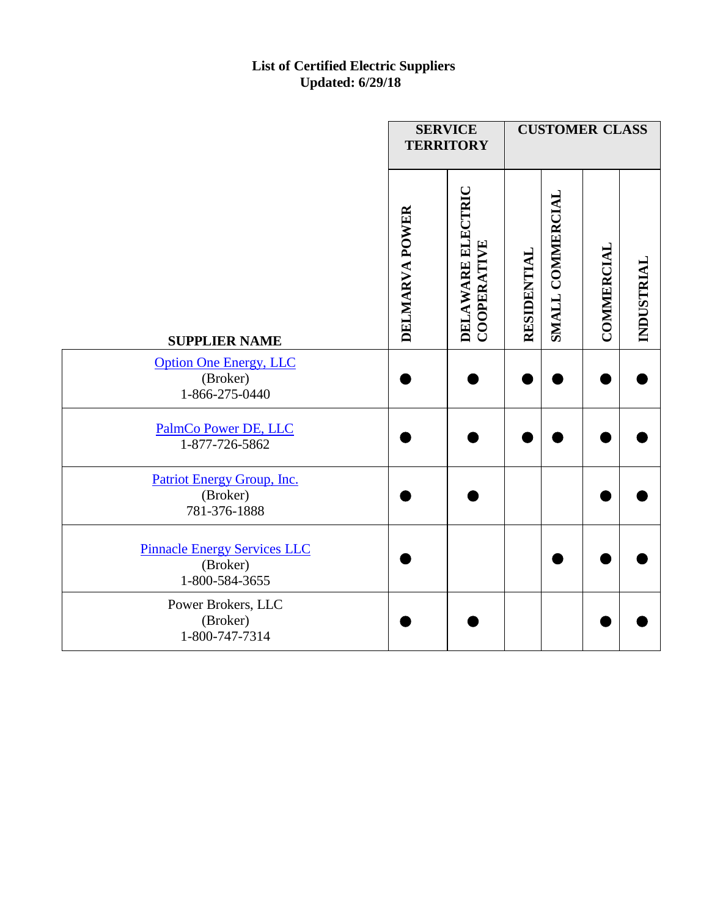**List of Certified Electric Suppliers**
**Updated: 6/29/18**

| SUPPLIER NAME | SERVICE TERRITORY | | CUSTOMER CLASS | | | |
|---|---|---|---|---|---|---|
| | DELMARVA POWER | DELAWARE ELECTRIC COOPERATIVE | RESIDENTIAL | SMALL COMMERCIAL | COMMERCIAL | INDUSTRIAL |
| Option One Energy, LLC (Broker) 1-866-275-0440 | ● | ● | ● | ● | ● | ● |
| PalmCo Power DE, LLC 1-877-726-5862 | ● | ● | ● | ● | ● | ● |
| Patriot Energy Group, Inc. (Broker) 781-376-1888 | ● | ● | | | ● | ● |
| Pinnacle Energy Services LLC (Broker) 1-800-584-3655 | ● | | | ● | ● | ● |
| Power Brokers, LLC (Broker) 1-800-747-7314 | ● | ● | | | ● | ● |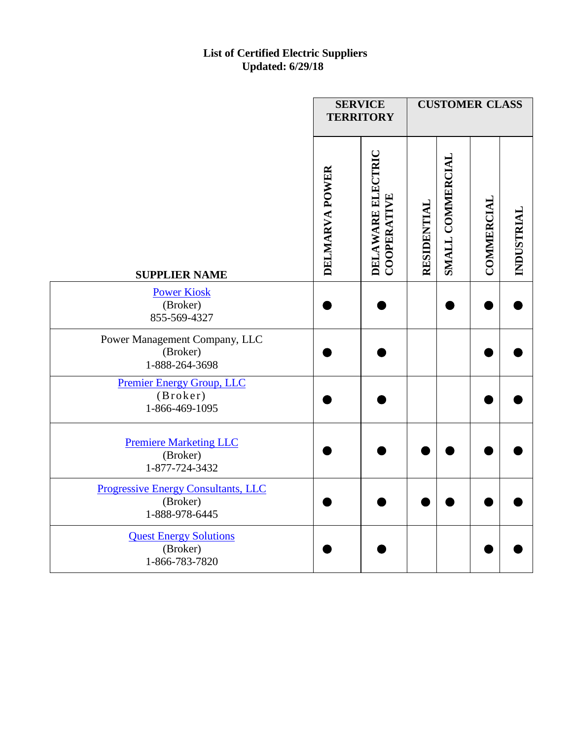**List of Certified Electric Suppliers**
**Updated: 6/29/18**

| SUPPLIER NAME | SERVICE TERRITORY | | CUSTOMER CLASS | | | |
|---|---|---|---|---|---|---|
| | DELMARVA POWER | DELAWARE ELECTRIC COOPERATIVE | RESIDENTIAL | SMALL COMMERCIAL | COMMERCIAL | INDUSTRIAL |
| Power Kiosk (Broker) 855-569-4327 | ● | ● | | ● | ● | ● |
| Power Management Company, LLC (Broker) 1-888-264-3698 | ● | ● | | | ● | ● |
| Premier Energy Group, LLC (Broker) 1-866-469-1095 | ● | ● | | | ● | ● |
| Premiere Marketing LLC (Broker) 1-877-724-3432 | ● | ● | ● | ● | ● | ● |
| Progressive Energy Consultants, LLC (Broker) 1-888-978-6445 | ● | ● | ● | ● | ● | ● |
| Quest Energy Solutions (Broker) 1-866-783-7820 | ● | ● | | | ● | ● |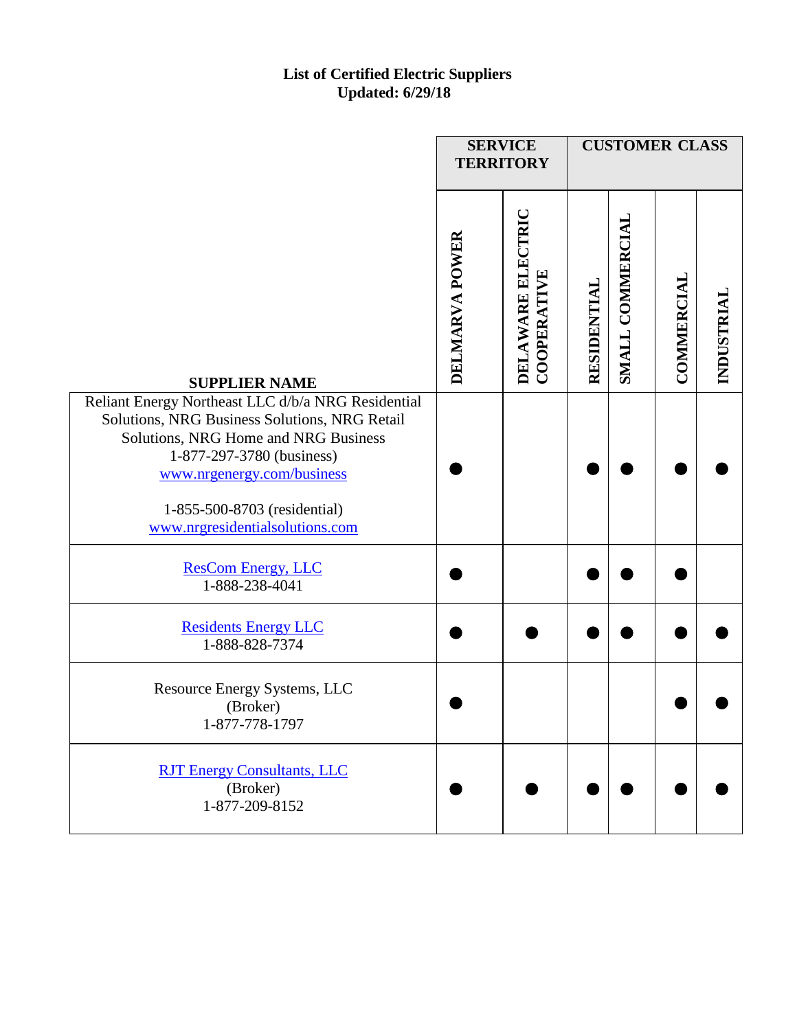**List of Certified Electric Suppliers**
**Updated: 6/29/18**

| SUPPLIER NAME | SERVICE TERRITORY | | CUSTOMER CLASS | | | |
|---|---|---|---|---|---|---|
| | DELMARVA POWER | DELAWARE ELECTRIC COOPERATIVE | RESIDENTIAL | SMALL COMMERCIAL | COMMERCIAL | INDUSTRIAL |
| Reliant Energy Northeast LLC d/b/a NRG Residential Solutions, NRG Business Solutions, NRG Retail Solutions, NRG Home and NRG Business<br>1-877-297-3780 (business)<br>[www.nrgenergy.com/business](www.nrgenergy.com/business)<br><br>1-855-500-8703 (residential)<br>[www.nrgresidentialsolutions.com](www.nrgresidentialsolutions.com) | ● | | ● | ● | ● | ● |
| [ResCom Energy, LLC]()<br>1-888-238-4041 | ● | | ● | ● | ● | |
| [Residents Energy LLC]()<br>1-888-828-7374 | ● | ● | ● | ● | ● | ● |
| Resource Energy Systems, LLC<br>(Broker)<br>1-877-778-1797 | ● | | | | ● | ● |
| [RJT Energy Consultants, LLC]()<br>(Broker)<br>1-877-209-8152 | ● | ● | ● | ● | ● | ● |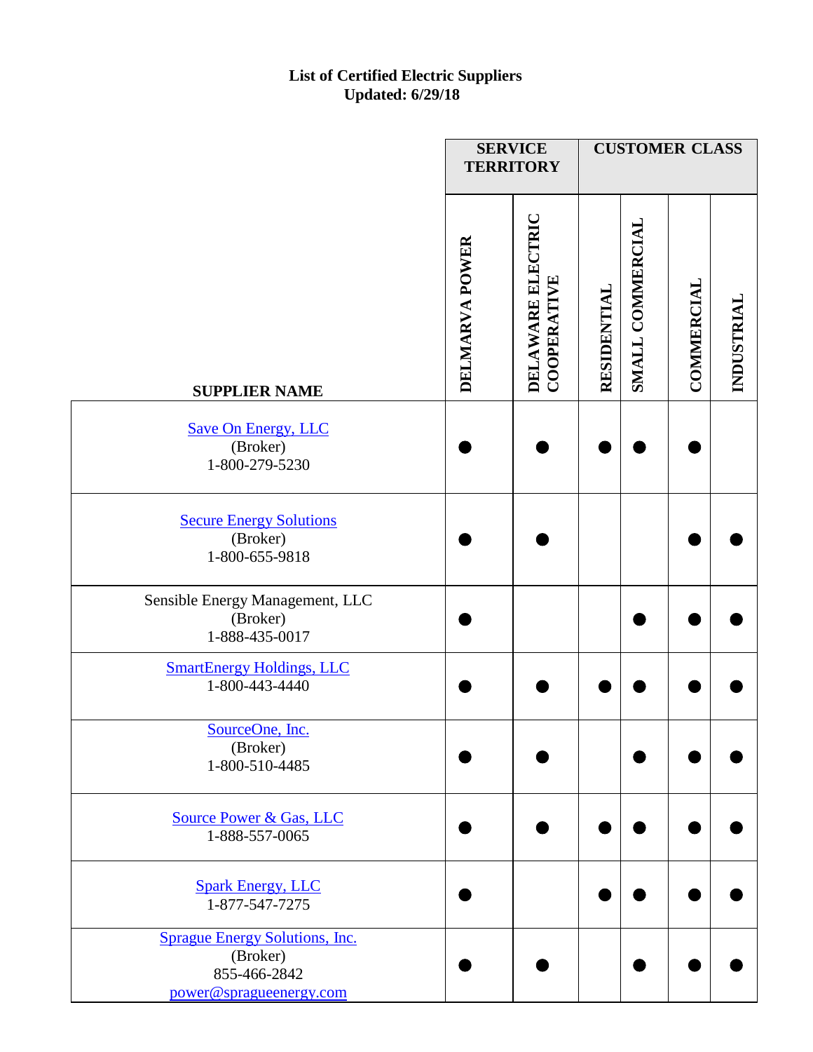**List of Certified Electric Suppliers**
**Updated: 6/29/18**

| SUPPLIER NAME | SERVICE TERRITORY | | CUSTOMER CLASS | | | |
|---|---|---|---|---|---|---|
| | DELMARVA POWER | DELAWARE ELECTRIC COOPERATIVE | RESIDENTIAL | SMALL COMMERCIAL | COMMERCIAL | INDUSTRIAL |
| Save On Energy, LLC (Broker) 1-800-279-5230 | ● | ● | ● | ● | ● | |
| Secure Energy Solutions (Broker) 1-800-655-9818 | ● | ● | | | ● | ● |
| Sensible Energy Management, LLC (Broker) 1-888-435-0017 | ● | | | ● | ● | ● |
| SmartEnergy Holdings, LLC 1-800-443-4440 | ● | ● | ● | ● | ● | ● |
| SourceOne, Inc. (Broker) 1-800-510-4485 | ● | ● | | ● | ● | ● |
| Source Power & Gas, LLC 1-888-557-0065 | ● | ● | ● | ● | ● | ● |
| Spark Energy, LLC 1-877-547-7275 | ● | | ● | ● | ● | ● |
| Sprague Energy Solutions, Inc. (Broker) 855-466-2842 power@spragueenergy.com | ● | ● | | ● | ● | ● |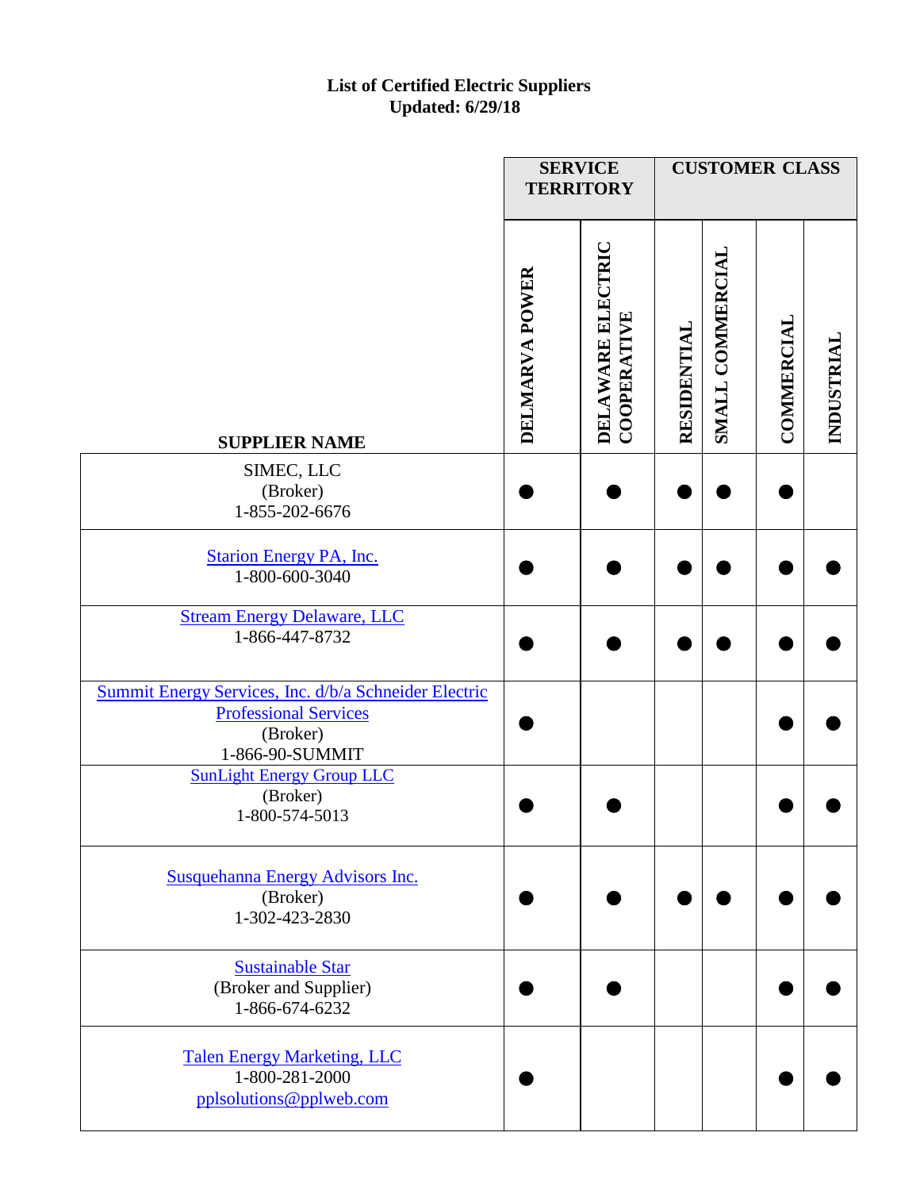**List of Certified Electric Suppliers**
**Updated: 6/29/18**

| SUPPLIER NAME | SERVICE TERRITORY | | CUSTOMER CLASS | | | |
|---|---|---|---|---|---|---|
| | DELMARVA POWER | DELAWARE ELECTRIC COOPERATIVE | RESIDENTIAL | SMALL COMMERCIAL | COMMERCIAL | INDUSTRIAL |
| SIMEC, LLC (Broker) 1-855-202-6676 | ● | ● | ● | ● | ● | |
| Starion Energy PA, Inc. 1-800-600-3040 | ● | ● | ● | ● | ● | ● |
| Stream Energy Delaware, LLC 1-866-447-8732 | ● | ● | ● | ● | ● | ● |
| Summit Energy Services, Inc. d/b/a Schneider Electric Professional Services (Broker) 1-866-90-SUMMIT | ● | | | | ● | ● |
| SunLight Energy Group LLC (Broker) 1-800-574-5013 | ● | ● | | | ● | ● |
| Susquehanna Energy Advisors Inc. (Broker) 1-302-423-2830 | ● | ● | ● | ● | ● | ● |
| Sustainable Star (Broker and Supplier) 1-866-674-6232 | ● | ● | | | ● | ● |
| Talen Energy Marketing, LLC 1-800-281-2000 pplsolutions@pplweb.com | ● | | | | ● | ● |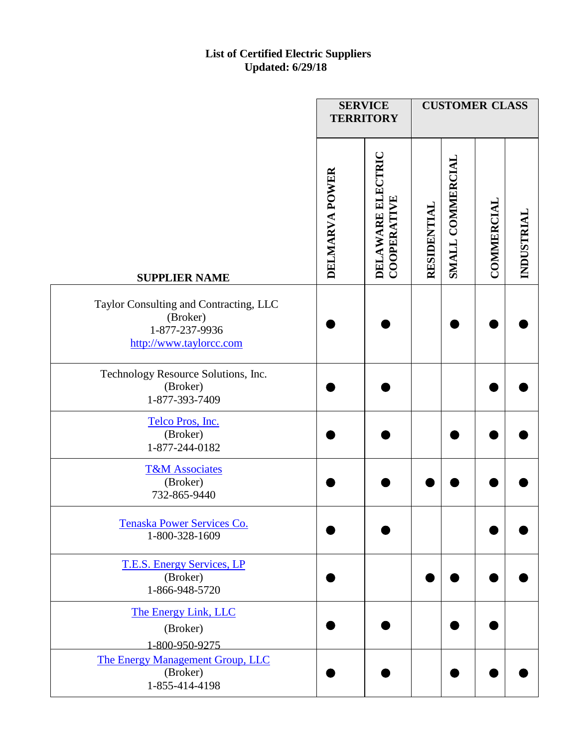**List of Certified Electric Suppliers**
**Updated: 6/29/18**

| SUPPLIER NAME | SERVICE TERRITORY | | CUSTOMER CLASS | | | |
|---|---|---|---|---|---|---|
| | DELMARVA POWER | DELAWARE ELECTRIC COOPERATIVE | RESIDENTIAL | SMALL COMMERCIAL | COMMERCIAL | INDUSTRIAL |
| Taylor Consulting and Contracting, LLC (Broker) 1-877-237-9936 http://www.taylorcc.com | ● | ● | | ● | ● | ● |
| Technology Resource Solutions, Inc. (Broker) 1-877-393-7409 | ● | ● | | | ● | ● |
| Telco Pros, Inc. (Broker) 1-877-244-0182 | ● | ● | | ● | ● | ● |
| T&M Associates (Broker) 732-865-9440 | ● | ● | ● | ● | ● | ● |
| Tenaska Power Services Co. 1-800-328-1609 | ● | ● | | | ● | ● |
| T.E.S. Energy Services, LP (Broker) 1-866-948-5720 | ● | | ● | ● | ● | ● |
| The Energy Link, LLC (Broker) 1-800-950-9275 | ● | ● | | ● | ● | |
| The Energy Management Group, LLC (Broker) 1-855-414-4198 | ● | ● | | ● | ● | ● |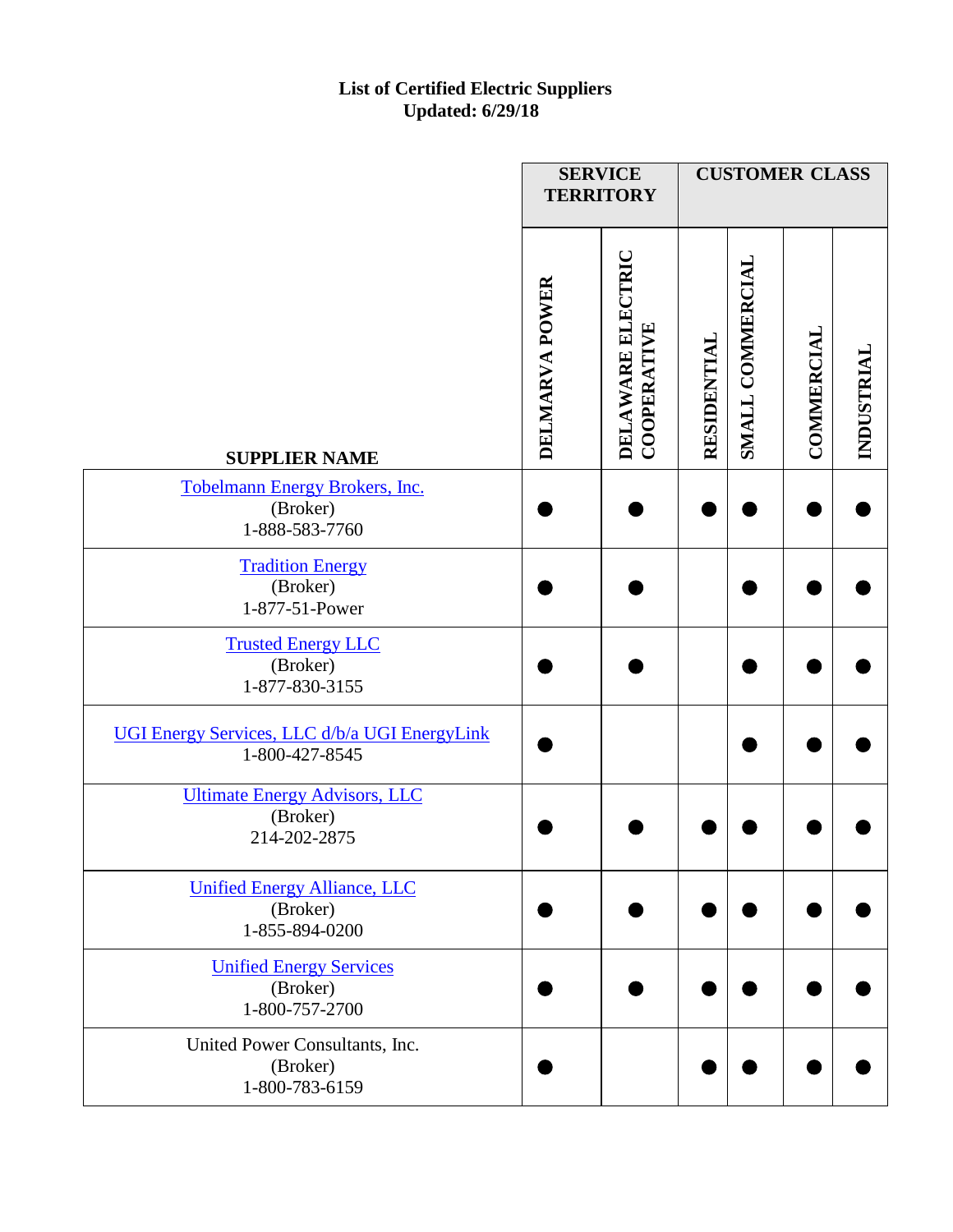**List of Certified Electric Suppliers**
**Updated: 6/29/18**

| SUPPLIER NAME | SERVICE TERRITORY | | CUSTOMER CLASS | | | |
|---|---|---|---|---|---|---|
| | DELMARVA POWER | DELAWARE ELECTRIC COOPERATIVE | RESIDENTIAL | SMALL COMMERCIAL | COMMERCIAL | INDUSTRIAL |
| Tobelmann Energy Brokers, Inc. (Broker) 1-888-583-7760 | ● | ● | ● | ● | ● | ● |
| Tradition Energy (Broker) 1-877-51-Power | ● | ● | | ● | ● | ● |
| Trusted Energy LLC (Broker) 1-877-830-3155 | ● | ● | | ● | ● | ● |
| UGI Energy Services, LLC d/b/a UGI EnergyLink 1-800-427-8545 | ● | | | ● | ● | ● |
| Ultimate Energy Advisors, LLC (Broker) 214-202-2875 | ● | ● | ● | ● | ● | ● |
| Unified Energy Alliance, LLC (Broker) 1-855-894-0200 | ● | ● | ● | ● | ● | ● |
| Unified Energy Services (Broker) 1-800-757-2700 | ● | ● | ● | ● | ● | ● |
| United Power Consultants, Inc. (Broker) 1-800-783-6159 | ● | | ● | ● | ● | ● |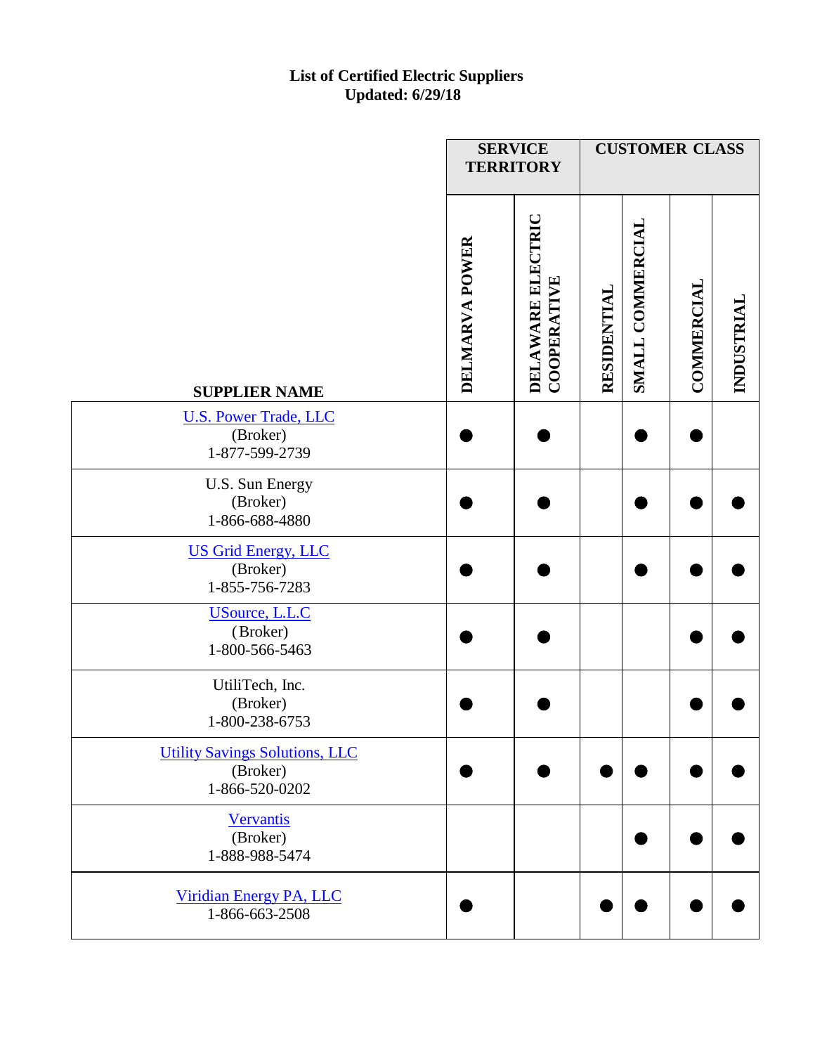**List of Certified Electric Suppliers**
**Updated: 6/29/18**

| SUPPLIER NAME | SERVICE TERRITORY | | CUSTOMER CLASS | | | |
|---|---|---|---|---|---|---|
| | DELMARVA POWER | DELAWARE ELECTRIC COOPERATIVE | RESIDENTIAL | SMALL COMMERCIAL | COMMERCIAL | INDUSTRIAL |
| U.S. Power Trade, LLC (Broker) 1-877-599-2739 | ● | ● | | ● | ● | |
| U.S. Sun Energy (Broker) 1-866-688-4880 | ● | ● | | ● | ● | ● |
| US Grid Energy, LLC (Broker) 1-855-756-7283 | ● | ● | | ● | ● | ● |
| USource, L.L.C (Broker) 1-800-566-5463 | ● | ● | | | ● | ● |
| UtiliTech, Inc. (Broker) 1-800-238-6753 | ● | ● | | | ● | ● |
| Utility Savings Solutions, LLC (Broker) 1-866-520-0202 | ● | ● | ● | ● | ● | ● |
| Vervantis (Broker) 1-888-988-5474 | | | | ● | ● | ● |
| Viridian Energy PA, LLC 1-866-663-2508 | ● | | ● | ● | ● | ● |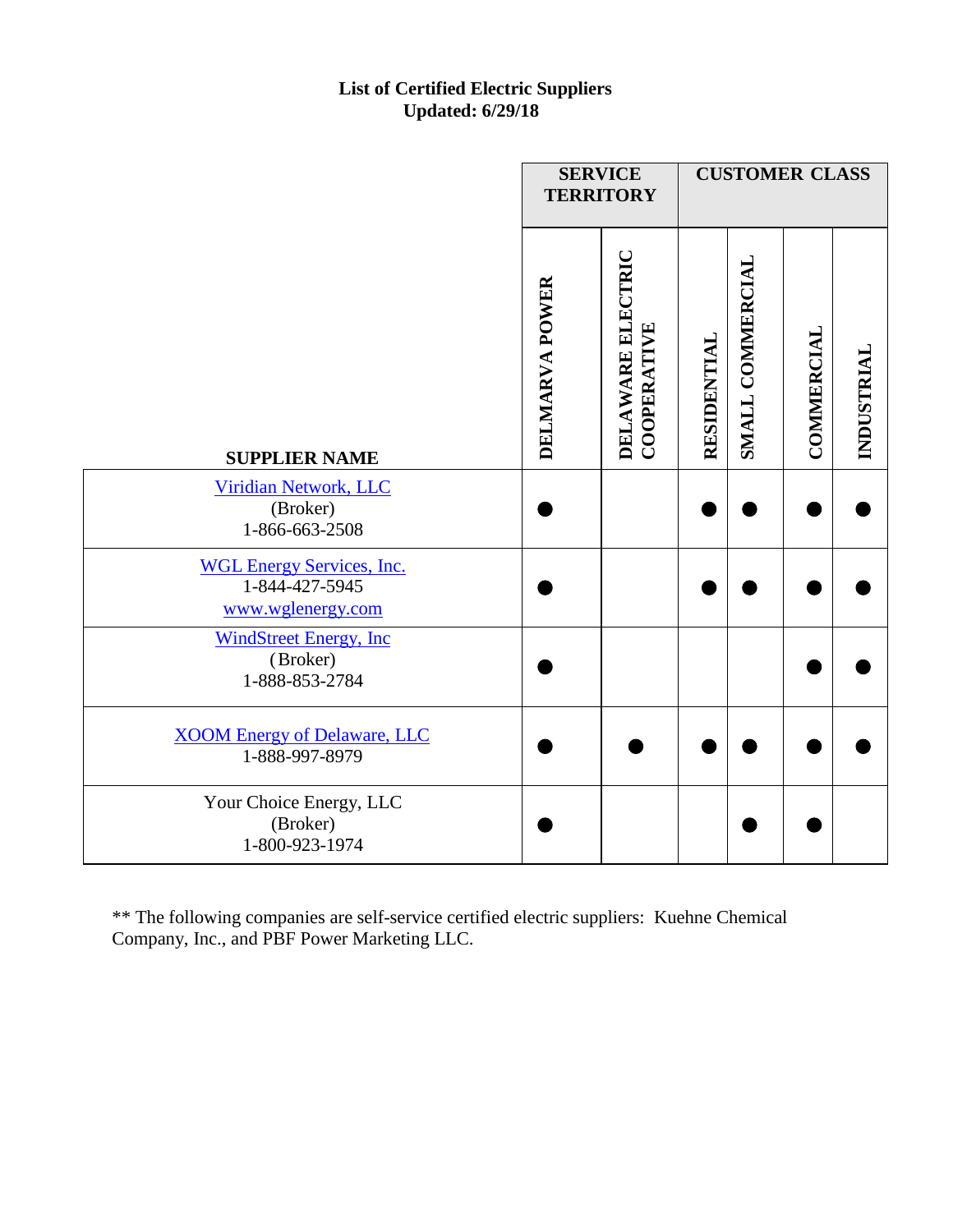**List of Certified Electric Suppliers**
**Updated: 6/29/18**

| SUPPLIER NAME | SERVICE TERRITORY | | CUSTOMER CLASS | | | |
|---|---|---|---|---|---|---|
| | DELMARVA POWER | DELAWARE ELECTRIC COOPERATIVE | RESIDENTIAL | SMALL COMMERCIAL | COMMERCIAL | INDUSTRIAL |
| Viridian Network, LLC (Broker) 1-866-663-2508 | ● | | ● | ● | ● | ● |
| WGL Energy Services, Inc. 1-844-427-5945 www.wglenergy.com | ● | | ● | ● | ● | ● |
| WindStreet Energy, Inc (Broker) 1-888-853-2784 | ● | | | | ● | ● |
| XOOM Energy of Delaware, LLC 1-888-997-8979 | ● | ● | ● | ● | ● | ● |
| Your Choice Energy, LLC (Broker) 1-800-923-1974 | ● | | | ● | ● | |

** The following companies are self-service certified electric suppliers: Kuehne Chemical Company, Inc., and PBF Power Marketing LLC.